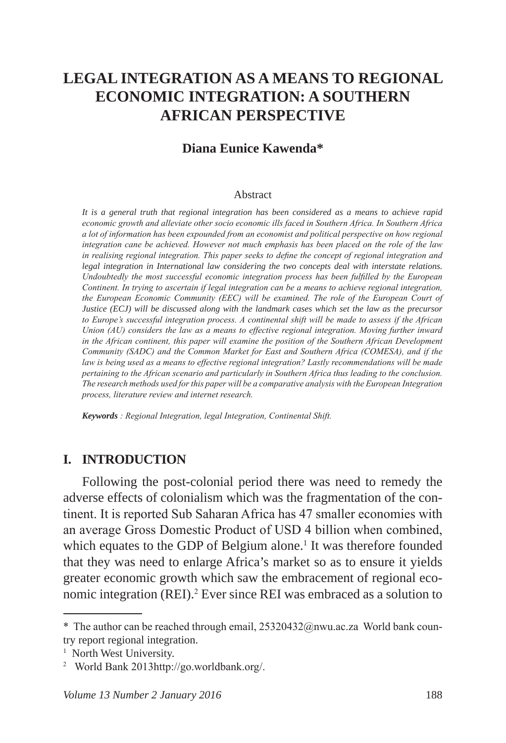# LEGAL INTEGRATION AS A MEANS TO REGIONAL ECONOMIC INTEGRATION: A SOUTHERN AFRICAN PERSPECTIVE

**Diana Eunice Kawenda***

Abstract

*It is a general truth that regional integration has been considered as a means to achieve rapid economic growth and alleviate other socio economic ills faced in Southern Africa. In Southern Africa a lot of information has been expounded from an economist and political perspective on how regional integration cane be achieved. However not much emphasis has been placed on the role of the law in realising regional integration. This paper seeks to define the concept of regional integration and legal integration in International law considering the two concepts deal with interstate relations. Undoubtedly the most successful economic integration process has been fulfilled by the European Continent. In trying to ascertain if legal integration can be a means to achieve regional integration, the European Economic Community (EEC) will be examined. The role of the European Court of Justice (ECJ) will be discussed along with the landmark cases which set the law as the precursor to Europe's successful integration process. A continental shift will be made to assess if the African Union (AU) considers the law as a means to effective regional integration. Moving further inward in the African continent, this paper will examine the position of the Southern African Development Community (SADC) and the Common Market for East and Southern Africa (COMESA), and if the law is being used as a means to effective regional integration? Lastly recommendations will be made pertaining to the African scenario and particularly in Southern Africa thus leading to the conclusion. The research methods used for this paper will be a comparative analysis with the European Integration process, literature review and internet research.*

***Keywords** : Regional Integration, legal Integration, Continental Shift.*

## I. INTRODUCTION

Following the post-colonial period there was need to remedy the adverse effects of colonialism which was the fragmentation of the continent. It is reported Sub Saharan Africa has 47 smaller economies with an average Gross Domestic Product of USD 4 billion when combined, which equates to the GDP of Belgium alone.[1] It was therefore founded that they was need to enlarge Africa's market so as to ensure it yields greater economic growth which saw the embracement of regional economic integration (REI).[2] Ever since REI was embraced as a solution to

---

\* The author can be reached through email, 25320432@nwu.ac.za World bank country report regional integration.

[1] North West University.

[2] World Bank 2013http://go.worldbank.org/.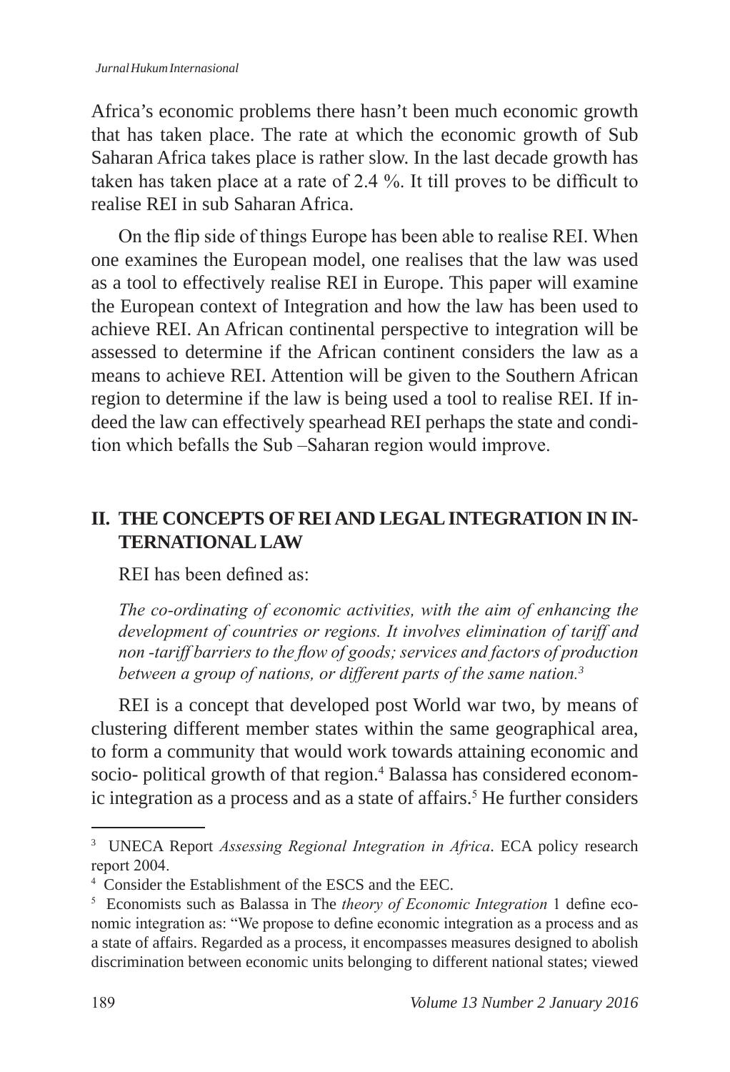Africa's economic problems there hasn't been much economic growth that has taken place. The rate at which the economic growth of Sub Saharan Africa takes place is rather slow. In the last decade growth has taken has taken place at a rate of 2.4 %. It till proves to be difficult to realise REI in sub Saharan Africa.

On the flip side of things Europe has been able to realise REI. When one examines the European model, one realises that the law was used as a tool to effectively realise REI in Europe. This paper will examine the European context of Integration and how the law has been used to achieve REI. An African continental perspective to integration will be assessed to determine if the African continent considers the law as a means to achieve REI. Attention will be given to the Southern African region to determine if the law is being used a tool to realise REI. If indeed the law can effectively spearhead REI perhaps the state and condition which befalls the Sub –Saharan region would improve.

## II. THE CONCEPTS OF REI AND LEGAL INTEGRATION IN INTERNATIONAL LAW

REI has been defined as:

> *The co-ordinating of economic activities, with the aim of enhancing the development of countries or regions. It involves elimination of tariff and non -tariff barriers to the flow of goods; services and factors of production between a group of nations, or different parts of the same nation.*[3]

REI is a concept that developed post World war two, by means of clustering different member states within the same geographical area, to form a community that would work towards attaining economic and socio- political growth of that region.[4] Balassa has considered economic integration as a process and as a state of affairs.[5] He further considers

---

[3] UNECA Report *Assessing Regional Integration in Africa*. ECA policy research report 2004.

[4] Consider the Establishment of the ESCS and the EEC.

[5] Economists such as Balassa in The *theory of Economic Integration* 1 define economic integration as: "We propose to define economic integration as a process and as a state of affairs. Regarded as a process, it encompasses measures designed to abolish discrimination between economic units belonging to different national states; viewed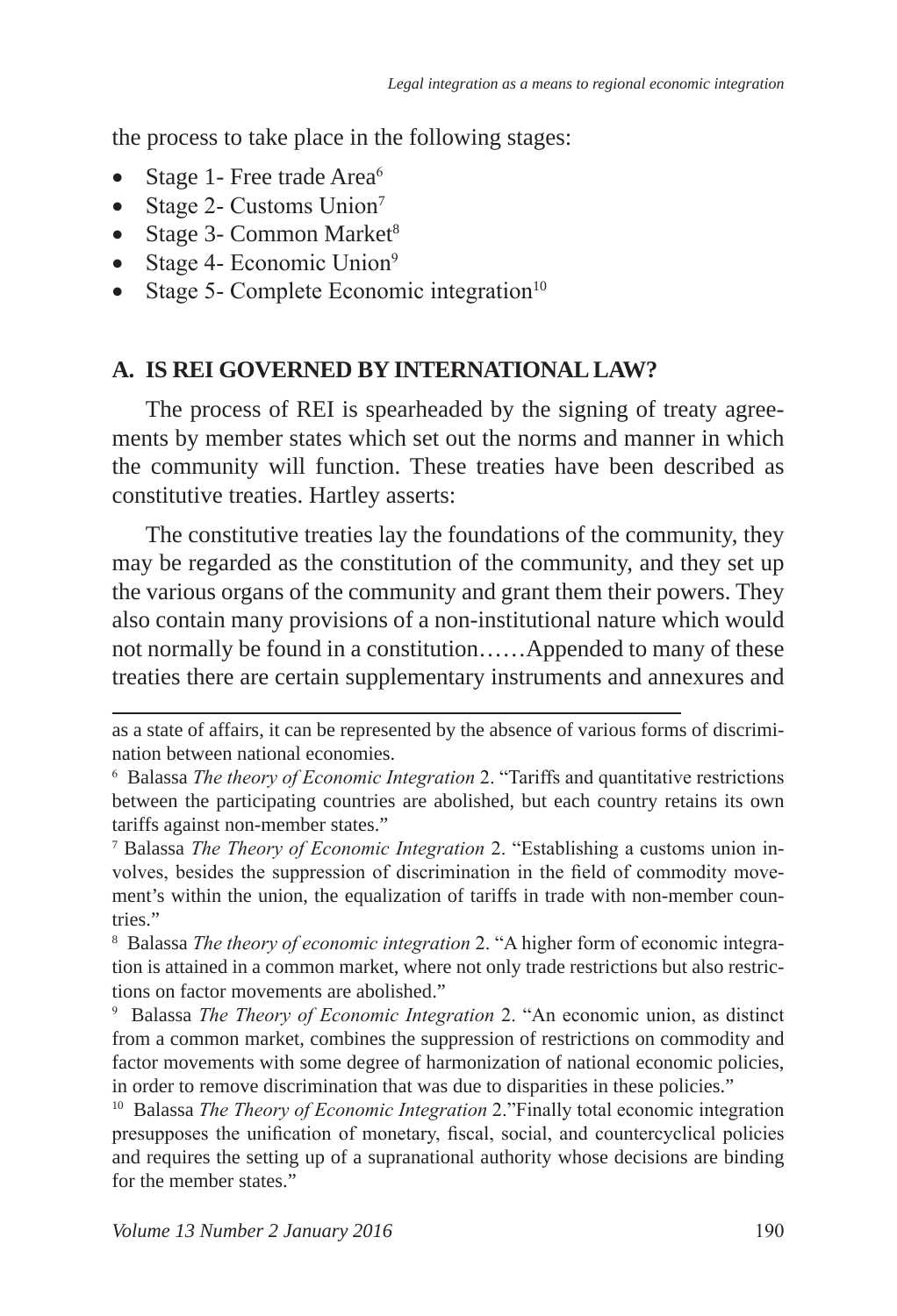the process to take place in the following stages:

- Stage 1- Free trade Area[6]
- Stage 2- Customs Union[7]
- Stage 3- Common Market[8]
- Stage 4- Economic Union[9]
- Stage 5- Complete Economic integration[10]

## A. IS REI GOVERNED BY INTERNATIONAL LAW?

The process of REI is spearheaded by the signing of treaty agreements by member states which set out the norms and manner in which the community will function. These treaties have been described as constitutive treaties. Hartley asserts:

The constitutive treaties lay the foundations of the community, they may be regarded as the constitution of the community, and they set up the various organs of the community and grant them their powers. They also contain many provisions of a non-institutional nature which would not normally be found in a constitution……Appended to many of these treaties there are certain supplementary instruments and annexures and

---

as a state of affairs, it can be represented by the absence of various forms of discrimination between national economies.

[6] Balassa *The theory of Economic Integration* 2. "Tariffs and quantitative restrictions between the participating countries are abolished, but each country retains its own tariffs against non-member states."

[7] Balassa *The Theory of Economic Integration* 2. "Establishing a customs union involves, besides the suppression of discrimination in the field of commodity movement's within the union, the equalization of tariffs in trade with non-member countries."

[8] Balassa *The theory of economic integration* 2. "A higher form of economic integration is attained in a common market, where not only trade restrictions but also restrictions on factor movements are abolished."

[9] Balassa *The Theory of Economic Integration* 2. "An economic union, as distinct from a common market, combines the suppression of restrictions on commodity and factor movements with some degree of harmonization of national economic policies, in order to remove discrimination that was due to disparities in these policies."

[10] Balassa *The Theory of Economic Integration* 2."Finally total economic integration presupposes the unification of monetary, fiscal, social, and countercyclical policies and requires the setting up of a supranational authority whose decisions are binding for the member states."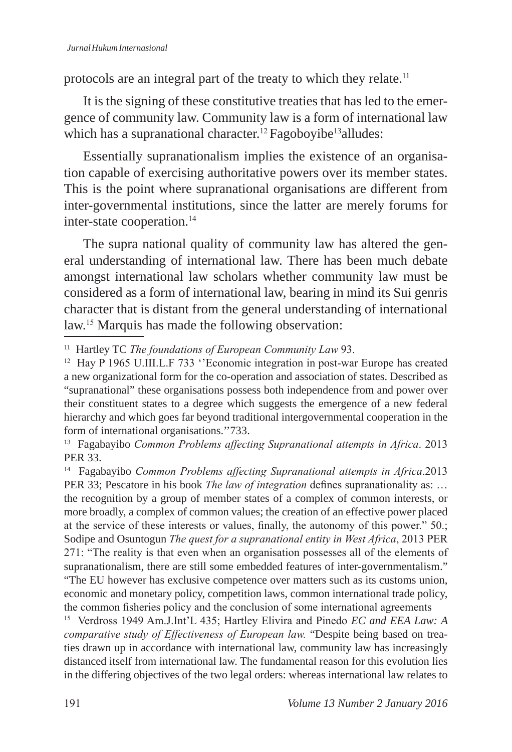protocols are an integral part of the treaty to which they relate.[11]

It is the signing of these constitutive treaties that has led to the emergence of community law. Community law is a form of international law which has a supranational character.[12] Fagoboyibe[13]alludes:

> Essentially supranationalism implies the existence of an organisation capable of exercising authoritative powers over its member states. This is the point where supranational organisations are different from inter-governmental institutions, since the latter are merely forums for inter-state cooperation.[14]

The supra national quality of community law has altered the general understanding of international law. There has been much debate amongst international law scholars whether community law must be considered as a form of international law, bearing in mind its Sui genris character that is distant from the general understanding of international law.[15] Marquis has made the following observation:

---

[11] Hartley TC *The foundations of European Community Law* 93.

[12] Hay P 1965 U.III.L.F 733 ''Economic integration in post-war Europe has created a new organizational form for the co-operation and association of states. Described as "supranational" these organisations possess both independence from and power over their constituent states to a degree which suggests the emergence of a new federal hierarchy and which goes far beyond traditional intergovernmental cooperation in the form of international organisations.''733.

[13] Fagabayibo *Common Problems affecting Supranational attempts in Africa*. 2013 PER 33.

[14] Fagabayibo *Common Problems affecting Supranational attempts in Africa*.2013 PER 33; Pescatore in his book *The law of integration* defines supranationality as: … the recognition by a group of member states of a complex of common interests, or more broadly, a complex of common values; the creation of an effective power placed at the service of these interests or values, finally, the autonomy of this power." 50.; Sodipe and Osuntogun *The quest for a supranational entity in West Africa*, 2013 PER 271: "The reality is that even when an organisation possesses all of the elements of supranationalism, there are still some embedded features of inter-governmentalism." "The EU however has exclusive competence over matters such as its customs union, economic and monetary policy, competition laws, common international trade policy, the common fisheries policy and the conclusion of some international agreements

[15] Verdross 1949 Am.J.Int'L 435; Hartley Elivira and Pinedo *EC and EEA Law: A comparative study of Effectiveness of European law.* "Despite being based on treaties drawn up in accordance with international law, community law has increasingly distanced itself from international law. The fundamental reason for this evolution lies in the differing objectives of the two legal orders: whereas international law relates to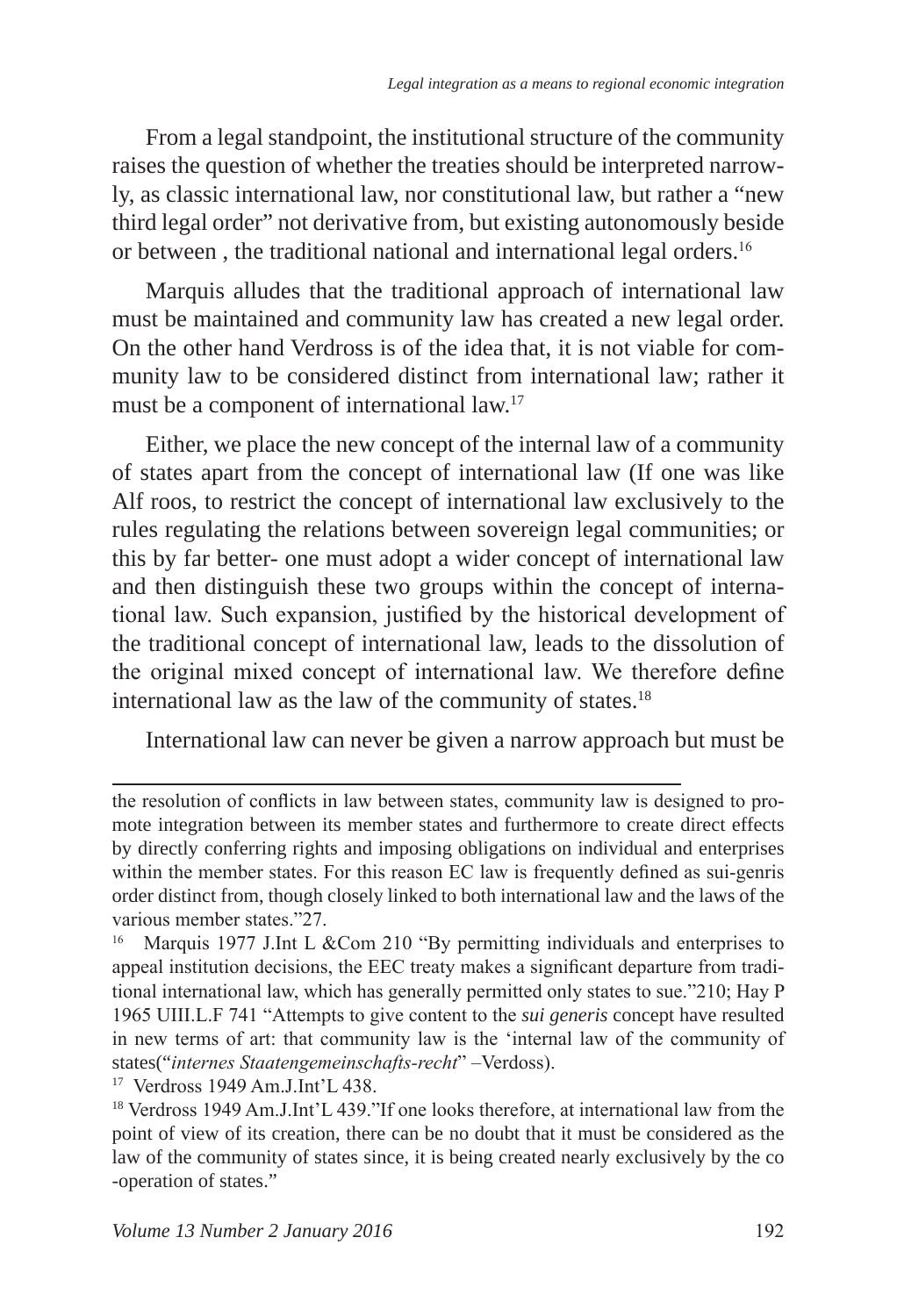From a legal standpoint, the institutional structure of the community raises the question of whether the treaties should be interpreted narrowly, as classic international law, nor constitutional law, but rather a "new third legal order" not derivative from, but existing autonomously beside or between , the traditional national and international legal orders.[16]

Marquis alludes that the traditional approach of international law must be maintained and community law has created a new legal order. On the other hand Verdross is of the idea that, it is not viable for community law to be considered distinct from international law; rather it must be a component of international law.[17]

Either, we place the new concept of the internal law of a community of states apart from the concept of international law (If one was like Alf roos, to restrict the concept of international law exclusively to the rules regulating the relations between sovereign legal communities; or this by far better- one must adopt a wider concept of international law and then distinguish these two groups within the concept of international law. Such expansion, justified by the historical development of the traditional concept of international law, leads to the dissolution of the original mixed concept of international law. We therefore define international law as the law of the community of states.[18]

International law can never be given a narrow approach but must be

---

the resolution of conflicts in law between states, community law is designed to promote integration between its member states and furthermore to create direct effects by directly conferring rights and imposing obligations on individual and enterprises within the member states. For this reason EC law is frequently defined as sui-genris order distinct from, though closely linked to both international law and the laws of the various member states."27.

[16] Marquis 1977 J.Int L &Com 210 "By permitting individuals and enterprises to appeal institution decisions, the EEC treaty makes a significant departure from traditional international law, which has generally permitted only states to sue."210; Hay P 1965 UIII.L.F 741 "Attempts to give content to the *sui generis* concept have resulted in new terms of art: that community law is the 'internal law of the community of states("*internes Staatengemeinschafts-recht*" –Verdoss).

[17] Verdross 1949 Am.J.Int'L 438.

[18] Verdross 1949 Am.J.Int'L 439."If one looks therefore, at international law from the point of view of its creation, there can be no doubt that it must be considered as the law of the community of states since, it is being created nearly exclusively by the co -operation of states."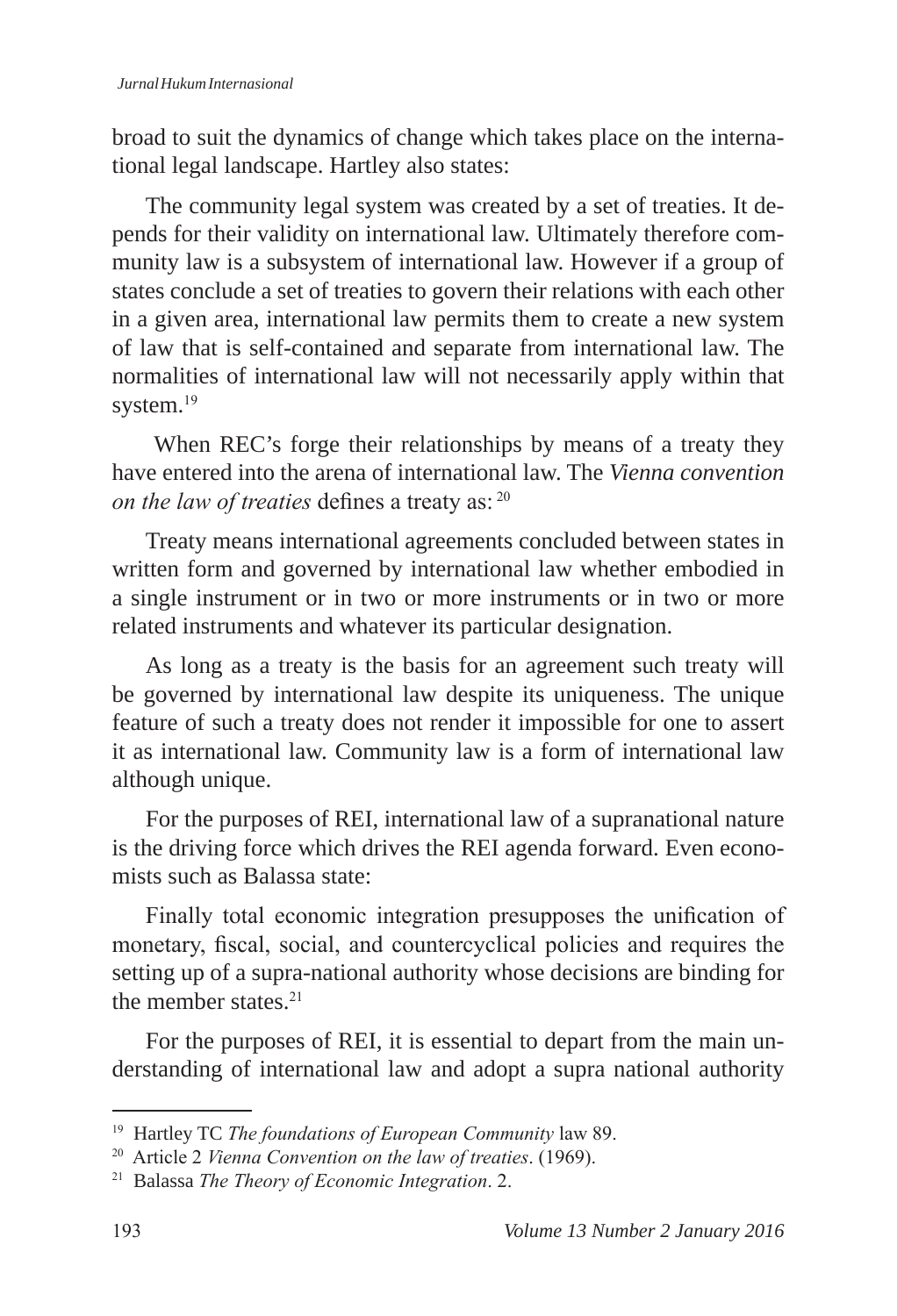broad to suit the dynamics of change which takes place on the international legal landscape. Hartley also states:

> The community legal system was created by a set of treaties. It depends for their validity on international law. Ultimately therefore community law is a subsystem of international law. However if a group of states conclude a set of treaties to govern their relations with each other in a given area, international law permits them to create a new system of law that is self-contained and separate from international law. The normalities of international law will not necessarily apply within that system.[19]

When REC's forge their relationships by means of a treaty they have entered into the arena of international law. The *Vienna convention on the law of treaties* defines a treaty as: [20]

> Treaty means international agreements concluded between states in written form and governed by international law whether embodied in a single instrument or in two or more instruments or in two or more related instruments and whatever its particular designation.

As long as a treaty is the basis for an agreement such treaty will be governed by international law despite its uniqueness. The unique feature of such a treaty does not render it impossible for one to assert it as international law. Community law is a form of international law although unique.

For the purposes of REI, international law of a supranational nature is the driving force which drives the REI agenda forward. Even economists such as Balassa state:

> Finally total economic integration presupposes the unification of monetary, fiscal, social, and countercyclical policies and requires the setting up of a supra-national authority whose decisions are binding for the member states.[21]

For the purposes of REI, it is essential to depart from the main understanding of international law and adopt a supra national authority

---

[19] Hartley TC *The foundations of European Community* law 89.

[20] Article 2 *Vienna Convention on the law of treaties*. (1969).

[21] Balassa *The Theory of Economic Integration*. 2.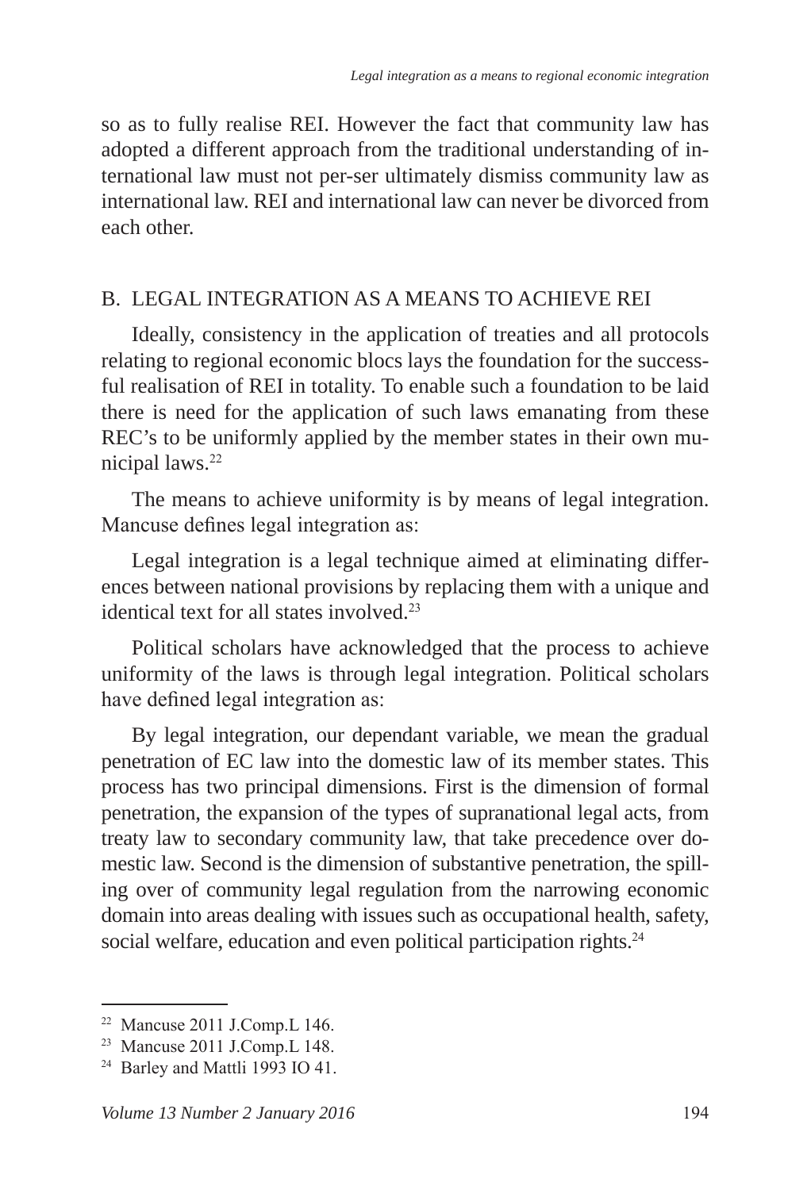so as to fully realise REI. However the fact that community law has adopted a different approach from the traditional understanding of international law must not per-ser ultimately dismiss community law as international law. REI and international law can never be divorced from each other.

## B. LEGAL INTEGRATION AS A MEANS TO ACHIEVE REI

Ideally, consistency in the application of treaties and all protocols relating to regional economic blocs lays the foundation for the successful realisation of REI in totality. To enable such a foundation to be laid there is need for the application of such laws emanating from these REC's to be uniformly applied by the member states in their own municipal laws.[22]

The means to achieve uniformity is by means of legal integration. Mancuse defines legal integration as:

Legal integration is a legal technique aimed at eliminating differences between national provisions by replacing them with a unique and identical text for all states involved.[23]

Political scholars have acknowledged that the process to achieve uniformity of the laws is through legal integration. Political scholars have defined legal integration as:

By legal integration, our dependant variable, we mean the gradual penetration of EC law into the domestic law of its member states. This process has two principal dimensions. First is the dimension of formal penetration, the expansion of the types of supranational legal acts, from treaty law to secondary community law, that take precedence over domestic law. Second is the dimension of substantive penetration, the spilling over of community legal regulation from the narrowing economic domain into areas dealing with issues such as occupational health, safety, social welfare, education and even political participation rights.[24]

---

[22] Mancuse 2011 J.Comp.L 146.

[23] Mancuse 2011 J.Comp.L 148.

[24] Barley and Mattli 1993 IO 41.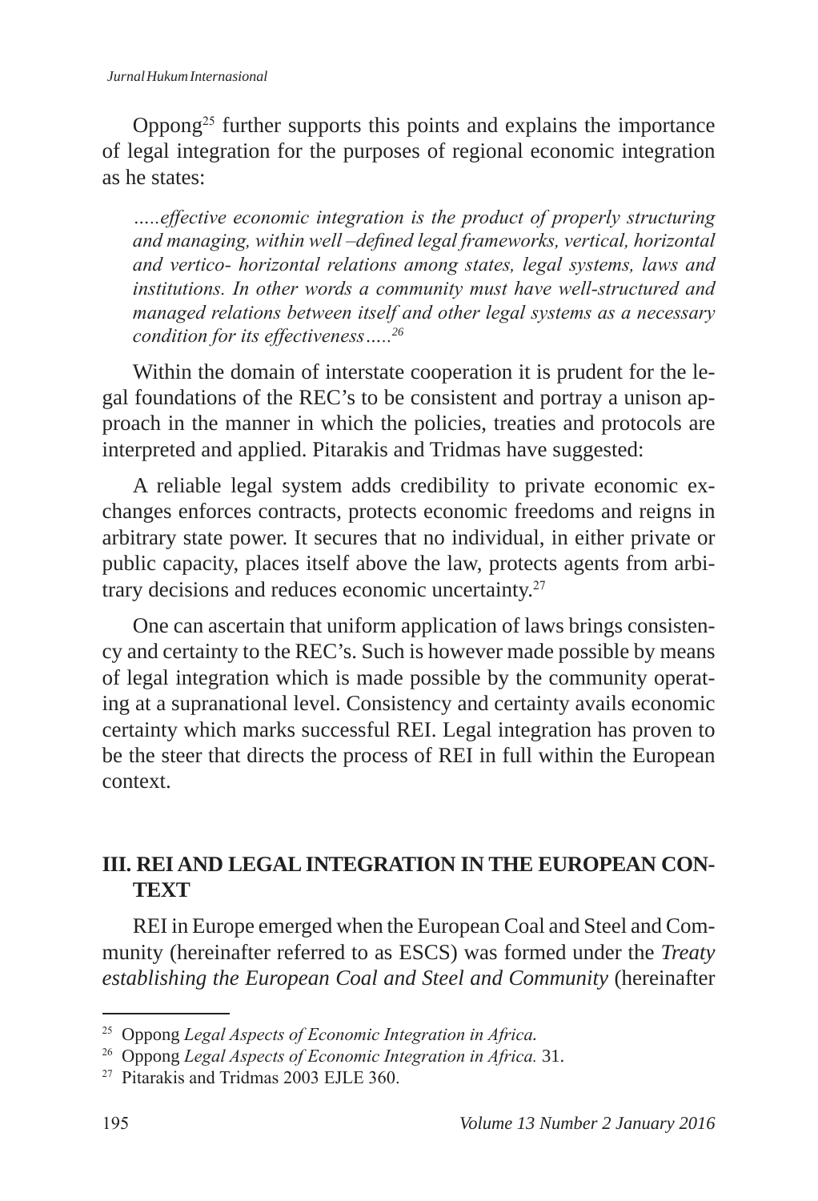Oppong[25] further supports this points and explains the importance of legal integration for the purposes of regional economic integration as he states:

> *.....effective economic integration is the product of properly structuring and managing, within well –defined legal frameworks, vertical, horizontal and vertico- horizontal relations among states, legal systems, laws and institutions. In other words a community must have well-structured and managed relations between itself and other legal systems as a necessary condition for its effectiveness.....*[26]

Within the domain of interstate cooperation it is prudent for the legal foundations of the REC's to be consistent and portray a unison approach in the manner in which the policies, treaties and protocols are interpreted and applied. Pitarakis and Tridmas have suggested:

A reliable legal system adds credibility to private economic exchanges enforces contracts, protects economic freedoms and reigns in arbitrary state power. It secures that no individual, in either private or public capacity, places itself above the law, protects agents from arbitrary decisions and reduces economic uncertainty.[27]

One can ascertain that uniform application of laws brings consistency and certainty to the REC's. Such is however made possible by means of legal integration which is made possible by the community operating at a supranational level. Consistency and certainty avails economic certainty which marks successful REI. Legal integration has proven to be the steer that directs the process of REI in full within the European context.

## III. REI AND LEGAL INTEGRATION IN THE EUROPEAN CONTEXT

REI in Europe emerged when the European Coal and Steel and Community (hereinafter referred to as ESCS) was formed under the *Treaty establishing the European Coal and Steel and Community* (hereinafter

---

[25] Oppong *Legal Aspects of Economic Integration in Africa.*

[26] Oppong *Legal Aspects of Economic Integration in Africa.* 31.

[27] Pitarakis and Tridmas 2003 EJLE 360.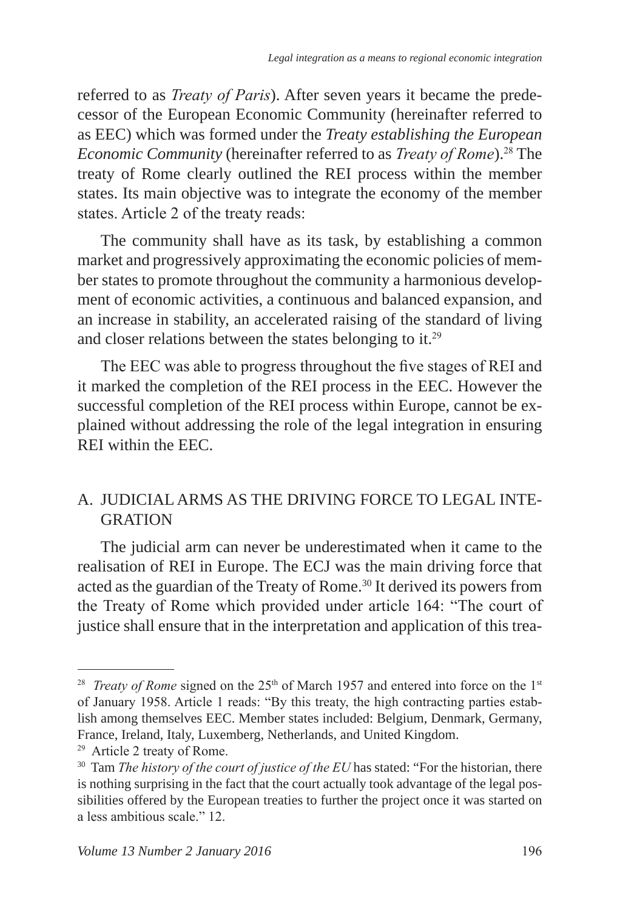referred to as *Treaty of Paris*). After seven years it became the predecessor of the European Economic Community (hereinafter referred to as EEC) which was formed under the *Treaty establishing the European Economic Community* (hereinafter referred to as *Treaty of Rome*).[28] The treaty of Rome clearly outlined the REI process within the member states. Its main objective was to integrate the economy of the member states. Article 2 of the treaty reads:

The community shall have as its task, by establishing a common market and progressively approximating the economic policies of member states to promote throughout the community a harmonious development of economic activities, a continuous and balanced expansion, and an increase in stability, an accelerated raising of the standard of living and closer relations between the states belonging to it.[29]

The EEC was able to progress throughout the five stages of REI and it marked the completion of the REI process in the EEC. However the successful completion of the REI process within Europe, cannot be explained without addressing the role of the legal integration in ensuring REI within the EEC.

## A. JUDICIAL ARMS AS THE DRIVING FORCE TO LEGAL INTEGRATION

The judicial arm can never be underestimated when it came to the realisation of REI in Europe. The ECJ was the main driving force that acted as the guardian of the Treaty of Rome.[30] It derived its powers from the Treaty of Rome which provided under article 164: "The court of justice shall ensure that in the interpretation and application of this trea-

---

[28] *Treaty of Rome* signed on the 25[th] of March 1957 and entered into force on the 1[st] of January 1958. Article 1 reads: "By this treaty, the high contracting parties establish among themselves EEC. Member states included: Belgium, Denmark, Germany, France, Ireland, Italy, Luxemberg, Netherlands, and United Kingdom.

[29] Article 2 treaty of Rome.

[30] Tam *The history of the court of justice of the EU* has stated: "For the historian, there is nothing surprising in the fact that the court actually took advantage of the legal possibilities offered by the European treaties to further the project once it was started on a less ambitious scale." 12.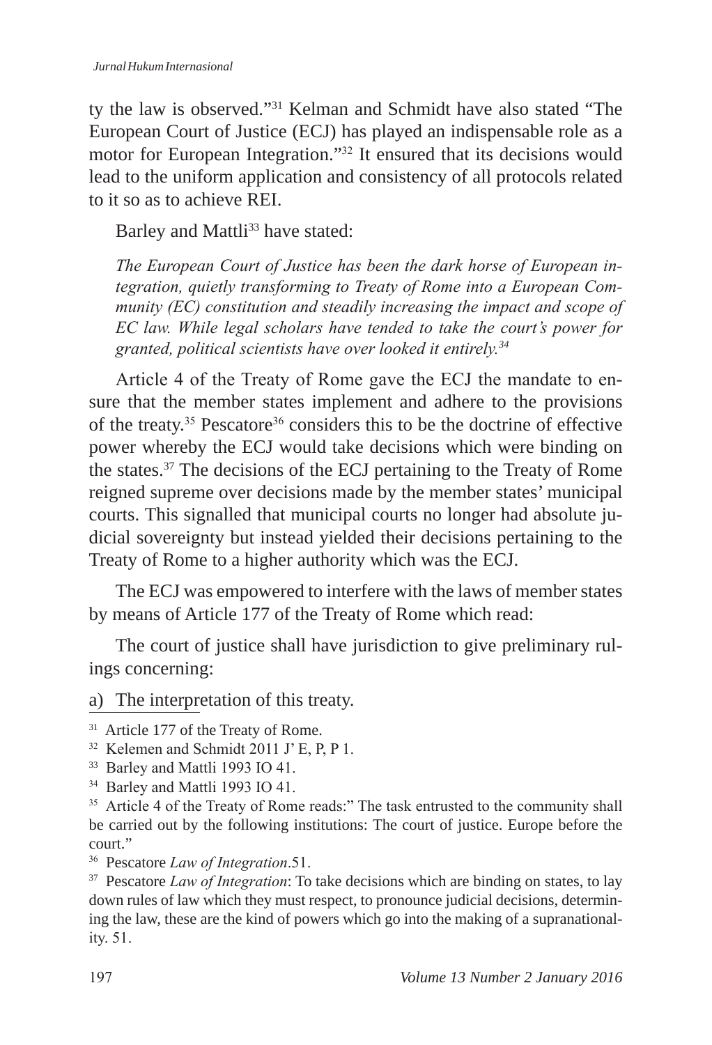ty the law is observed."[31] Kelman and Schmidt have also stated "The European Court of Justice (ECJ) has played an indispensable role as a motor for European Integration."[32] It ensured that its decisions would lead to the uniform application and consistency of all protocols related to it so as to achieve REI.

Barley and Mattli[33] have stated:

> *The European Court of Justice has been the dark horse of European integration, quietly transforming to Treaty of Rome into a European Community (EC) constitution and steadily increasing the impact and scope of EC law. While legal scholars have tended to take the court's power for granted, political scientists have over looked it entirely.[34]*

Article 4 of the Treaty of Rome gave the ECJ the mandate to ensure that the member states implement and adhere to the provisions of the treaty.[35] Pescatore[36] considers this to be the doctrine of effective power whereby the ECJ would take decisions which were binding on the states.[37] The decisions of the ECJ pertaining to the Treaty of Rome reigned supreme over decisions made by the member states' municipal courts. This signalled that municipal courts no longer had absolute judicial sovereignty but instead yielded their decisions pertaining to the Treaty of Rome to a higher authority which was the ECJ.

The ECJ was empowered to interfere with the laws of member states by means of Article 177 of the Treaty of Rome which read:

The court of justice shall have jurisdiction to give preliminary rulings concerning:

a) The interpretation of this treaty.

---

[31] Article 177 of the Treaty of Rome.

[32] Kelemen and Schmidt 2011 J' E, P, P 1.

[33] Barley and Mattli 1993 IO 41.

[34] Barley and Mattli 1993 IO 41.

[35] Article 4 of the Treaty of Rome reads:" The task entrusted to the community shall be carried out by the following institutions: The court of justice. Europe before the court."

[36] Pescatore *Law of Integration*.51.

[37] Pescatore *Law of Integration*: To take decisions which are binding on states, to lay down rules of law which they must respect, to pronounce judicial decisions, determining the law, these are the kind of powers which go into the making of a supranationality. 51.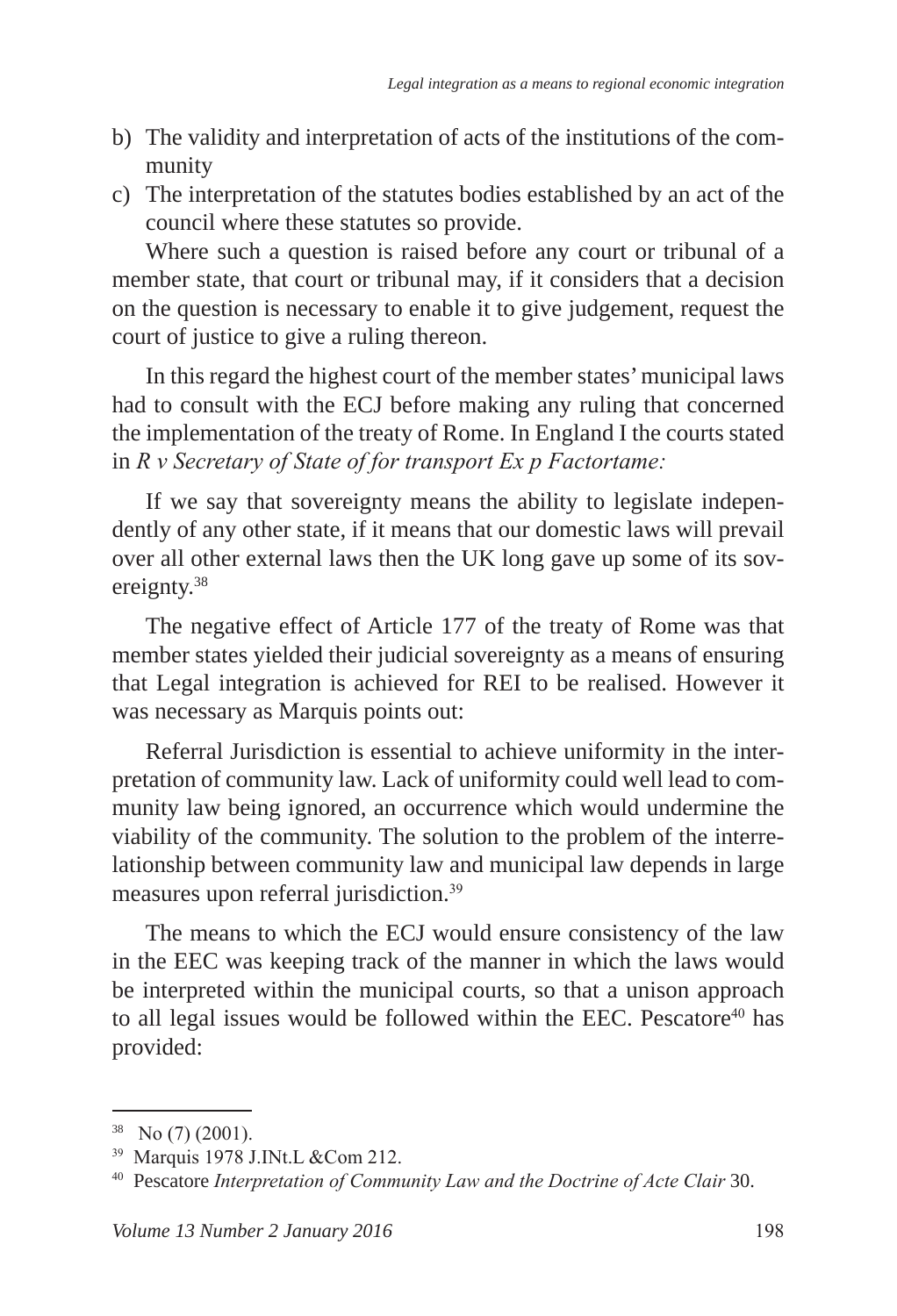b) The validity and interpretation of acts of the institutions of the community
c) The interpretation of the statutes bodies established by an act of the council where these statutes so provide.

Where such a question is raised before any court or tribunal of a member state, that court or tribunal may, if it considers that a decision on the question is necessary to enable it to give judgement, request the court of justice to give a ruling thereon.

In this regard the highest court of the member states' municipal laws had to consult with the ECJ before making any ruling that concerned the implementation of the treaty of Rome. In England I the courts stated in *R v Secretary of State of for transport Ex p Factortame:*

If we say that sovereignty means the ability to legislate independently of any other state, if it means that our domestic laws will prevail over all other external laws then the UK long gave up some of its sovereignty.[38]

The negative effect of Article 177 of the treaty of Rome was that member states yielded their judicial sovereignty as a means of ensuring that Legal integration is achieved for REI to be realised. However it was necessary as Marquis points out:

Referral Jurisdiction is essential to achieve uniformity in the interpretation of community law. Lack of uniformity could well lead to community law being ignored, an occurrence which would undermine the viability of the community. The solution to the problem of the interrelationship between community law and municipal law depends in large measures upon referral jurisdiction.[39]

The means to which the ECJ would ensure consistency of the law in the EEC was keeping track of the manner in which the laws would be interpreted within the municipal courts, so that a unison approach to all legal issues would be followed within the EEC. Pescatore[40] has provided:

---

[38] No (7) (2001).

[39] Marquis 1978 J.INt.L &Com 212.

[40] Pescatore *Interpretation of Community Law and the Doctrine of Acte Clair* 30.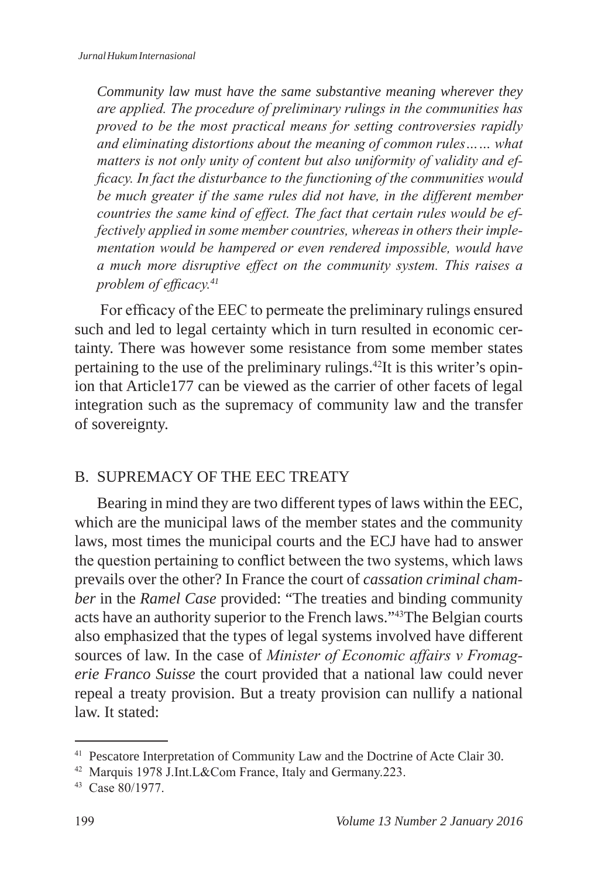*Community law must have the same substantive meaning wherever they are applied. The procedure of preliminary rulings in the communities has proved to be the most practical means for setting controversies rapidly and eliminating distortions about the meaning of common rules…… what matters is not only unity of content but also uniformity of validity and efficacy. In fact the disturbance to the functioning of the communities would be much greater if the same rules did not have, in the different member countries the same kind of effect. The fact that certain rules would be effectively applied in some member countries, whereas in others their implementation would be hampered or even rendered impossible, would have a much more disruptive effect on the community system. This raises a problem of efficacy.*[41]

For efficacy of the EEC to permeate the preliminary rulings ensured such and led to legal certainty which in turn resulted in economic certainty. There was however some resistance from some member states pertaining to the use of the preliminary rulings.[42]It is this writer's opinion that Article177 can be viewed as the carrier of other facets of legal integration such as the supremacy of community law and the transfer of sovereignty.

## B. SUPREMACY OF THE EEC TREATY

Bearing in mind they are two different types of laws within the EEC, which are the municipal laws of the member states and the community laws, most times the municipal courts and the ECJ have had to answer the question pertaining to conflict between the two systems, which laws prevails over the other? In France the court of *cassation criminal chamber* in the *Ramel Case* provided: "The treaties and binding community acts have an authority superior to the French laws."[43]The Belgian courts also emphasized that the types of legal systems involved have different sources of law. In the case of *Minister of Economic affairs v Fromagerie Franco Suisse* the court provided that a national law could never repeal a treaty provision. But a treaty provision can nullify a national law. It stated:

---

[41] Pescatore Interpretation of Community Law and the Doctrine of Acte Clair 30.

[42] Marquis 1978 J.Int.L&Com France, Italy and Germany.223.

[43] Case 80/1977.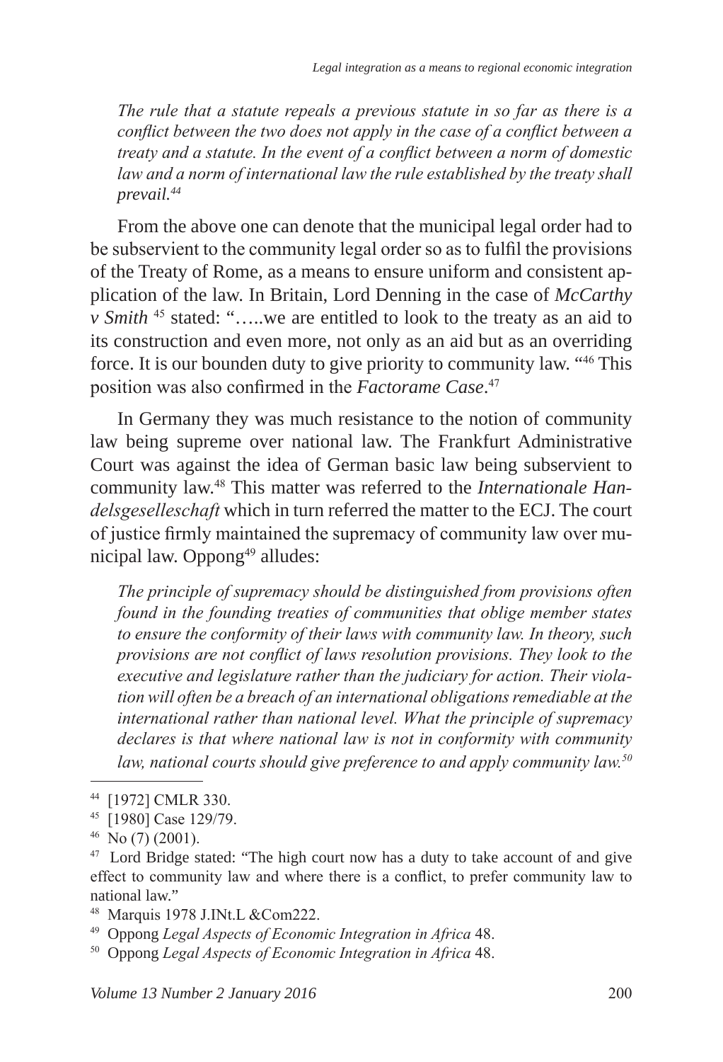*The rule that a statute repeals a previous statute in so far as there is a conflict between the two does not apply in the case of a conflict between a treaty and a statute. In the event of a conflict between a norm of domestic law and a norm of international law the rule established by the treaty shall prevail.*[44]

From the above one can denote that the municipal legal order had to be subservient to the community legal order so as to fulfil the provisions of the Treaty of Rome, as a means to ensure uniform and consistent application of the law. In Britain, Lord Denning in the case of *McCarthy v Smith* [45] stated: "…..we are entitled to look to the treaty as an aid to its construction and even more, not only as an aid but as an overriding force. It is our bounden duty to give priority to community law. "[46] This position was also confirmed in the *Factorame Case*.[47]

In Germany they was much resistance to the notion of community law being supreme over national law. The Frankfurt Administrative Court was against the idea of German basic law being subservient to community law.[48] This matter was referred to the *Internationale Handelsgeselleschaft* which in turn referred the matter to the ECJ. The court of justice firmly maintained the supremacy of community law over municipal law. Oppong[49] alludes:

*The principle of supremacy should be distinguished from provisions often found in the founding treaties of communities that oblige member states to ensure the conformity of their laws with community law. In theory, such provisions are not conflict of laws resolution provisions. They look to the executive and legislature rather than the judiciary for action. Their violation will often be a breach of an international obligations remediable at the international rather than national level. What the principle of supremacy declares is that where national law is not in conformity with community law, national courts should give preference to and apply community law.*[50]

---

[44] [1972] CMLR 330.

[45] [1980] Case 129/79.

[46] No (7) (2001).

[47] Lord Bridge stated: "The high court now has a duty to take account of and give effect to community law and where there is a conflict, to prefer community law to national law."

[48] Marquis 1978 J.INt.L &Com222.

[49] Oppong *Legal Aspects of Economic Integration in Africa* 48.

[50] Oppong *Legal Aspects of Economic Integration in Africa* 48.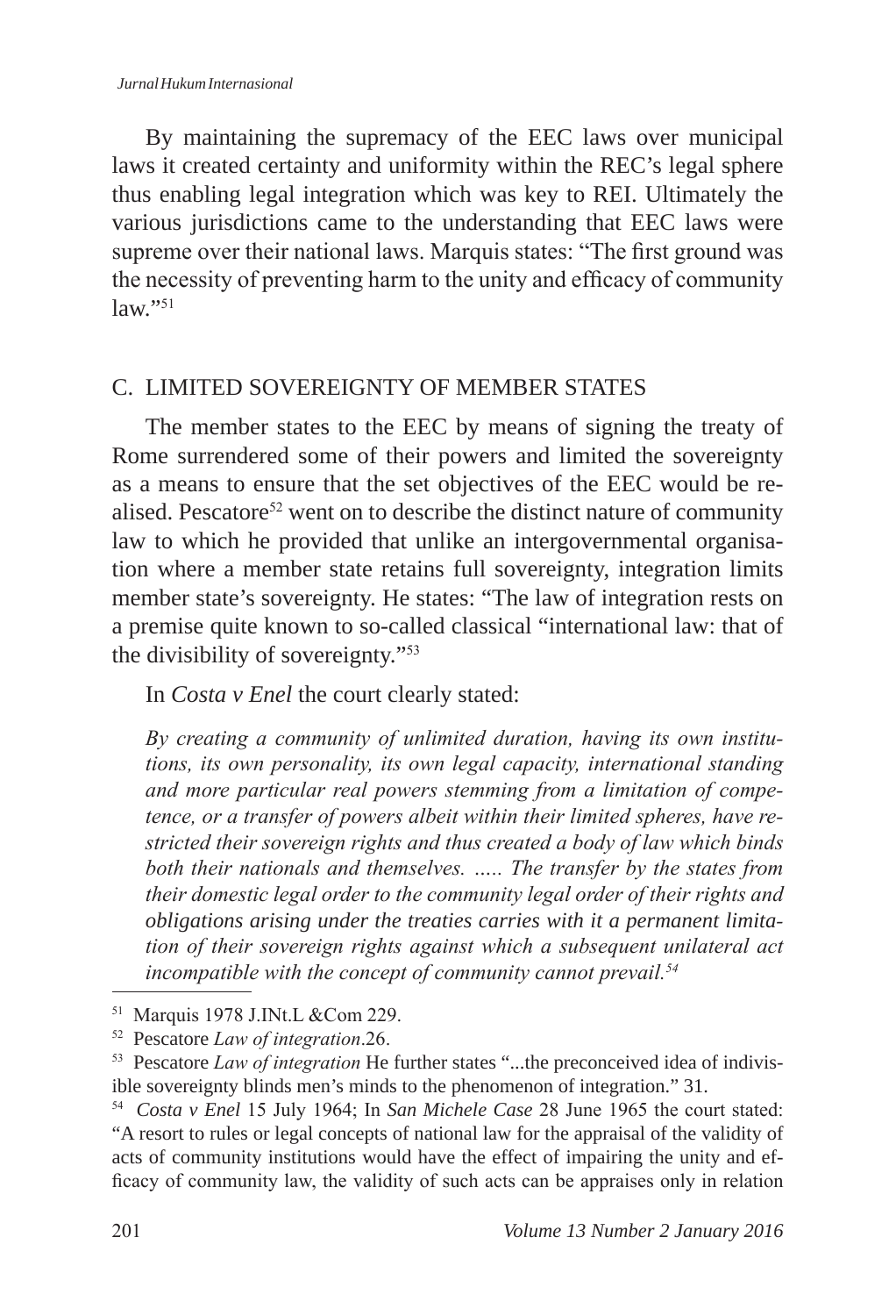By maintaining the supremacy of the EEC laws over municipal laws it created certainty and uniformity within the REC's legal sphere thus enabling legal integration which was key to REI. Ultimately the various jurisdictions came to the understanding that EEC laws were supreme over their national laws. Marquis states: "The first ground was the necessity of preventing harm to the unity and efficacy of community law."[51]

## C. LIMITED SOVEREIGNTY OF MEMBER STATES

The member states to the EEC by means of signing the treaty of Rome surrendered some of their powers and limited the sovereignty as a means to ensure that the set objectives of the EEC would be realised. Pescatore[52] went on to describe the distinct nature of community law to which he provided that unlike an intergovernmental organisation where a member state retains full sovereignty, integration limits member state's sovereignty. He states: "The law of integration rests on a premise quite known to so-called classical "international law: that of the divisibility of sovereignty."[53]

In *Costa v Enel* the court clearly stated:

> *By creating a community of unlimited duration, having its own institutions, its own personality, its own legal capacity, international standing and more particular real powers stemming from a limitation of competence, or a transfer of powers albeit within their limited spheres, have restricted their sovereign rights and thus created a body of law which binds both their nationals and themselves. ….. The transfer by the states from their domestic legal order to the community legal order of their rights and obligations arising under the treaties carries with it a permanent limitation of their sovereign rights against which a subsequent unilateral act incompatible with the concept of community cannot prevail.*[54]

---

[51] Marquis 1978 J.INt.L &Com 229.

[52] Pescatore *Law of integration*.26.

[53] Pescatore *Law of integration* He further states "...the preconceived idea of indivisible sovereignty blinds men's minds to the phenomenon of integration." 31.

[54] *Costa v Enel* 15 July 1964; In *San Michele Case* 28 June 1965 the court stated: "A resort to rules or legal concepts of national law for the appraisal of the validity of acts of community institutions would have the effect of impairing the unity and efficacy of community law, the validity of such acts can be appraises only in relation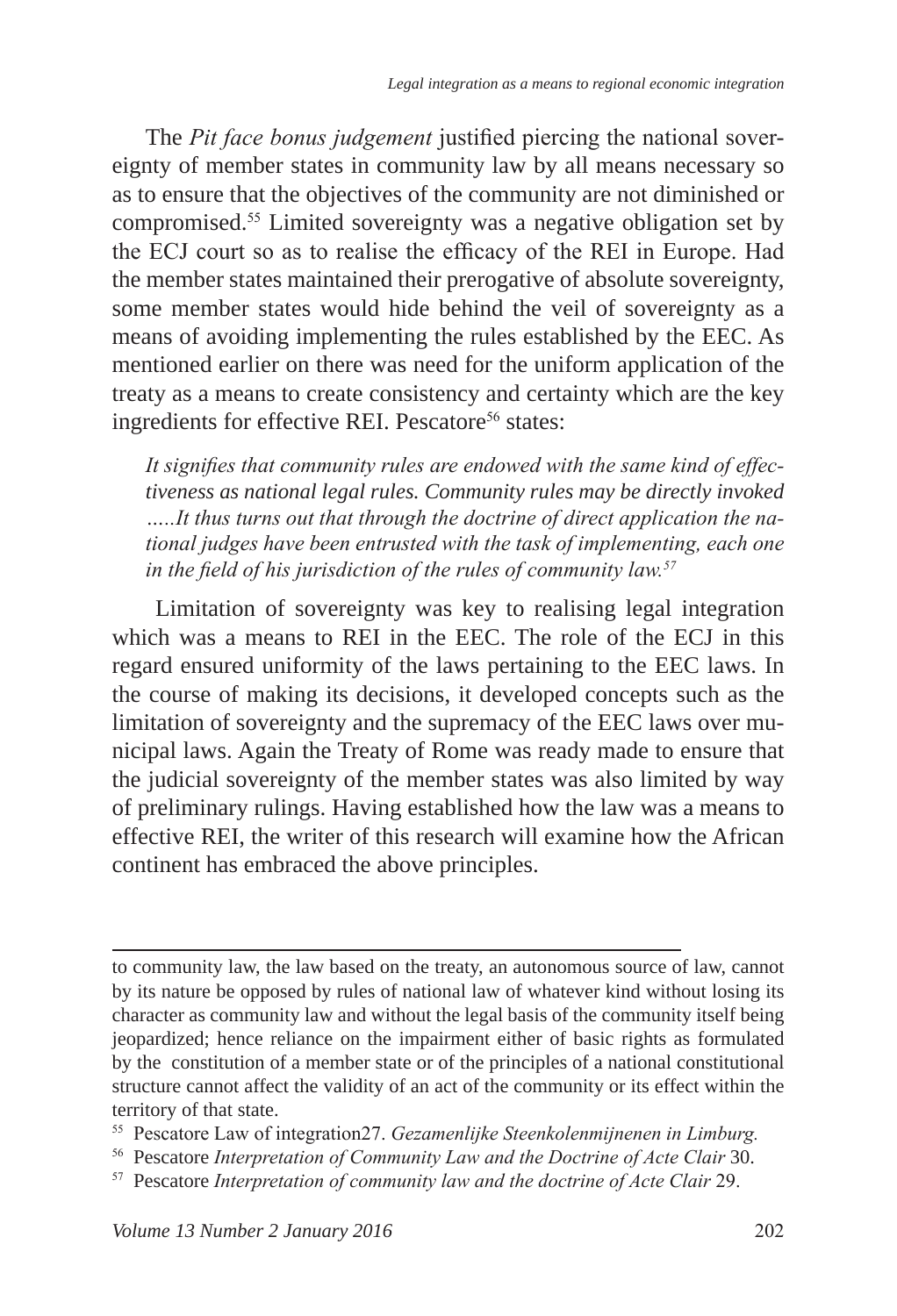The *Pit face bonus judgement* justified piercing the national sovereignty of member states in community law by all means necessary so as to ensure that the objectives of the community are not diminished or compromised.[55] Limited sovereignty was a negative obligation set by the ECJ court so as to realise the efficacy of the REI in Europe. Had the member states maintained their prerogative of absolute sovereignty, some member states would hide behind the veil of sovereignty as a means of avoiding implementing the rules established by the EEC. As mentioned earlier on there was need for the uniform application of the treaty as a means to create consistency and certainty which are the key ingredients for effective REI. Pescatore[56] states:

> *It signifies that community rules are endowed with the same kind of effectiveness as national legal rules. Community rules may be directly invoked …..It thus turns out that through the doctrine of direct application the national judges have been entrusted with the task of implementing, each one in the field of his jurisdiction of the rules of community law.*[57]

Limitation of sovereignty was key to realising legal integration which was a means to REI in the EEC. The role of the ECJ in this regard ensured uniformity of the laws pertaining to the EEC laws. In the course of making its decisions, it developed concepts such as the limitation of sovereignty and the supremacy of the EEC laws over municipal laws. Again the Treaty of Rome was ready made to ensure that the judicial sovereignty of the member states was also limited by way of preliminary rulings. Having established how the law was a means to effective REI, the writer of this research will examine how the African continent has embraced the above principles.

---

to community law, the law based on the treaty, an autonomous source of law, cannot by its nature be opposed by rules of national law of whatever kind without losing its character as community law and without the legal basis of the community itself being jeopardized; hence reliance on the impairment either of basic rights as formulated by the constitution of a member state or of the principles of a national constitutional structure cannot affect the validity of an act of the community or its effect within the territory of that state.

[55] Pescatore Law of integration27. *Gezamenlijke Steenkolenmijnenen in Limburg.*

[56] Pescatore *Interpretation of Community Law and the Doctrine of Acte Clair* 30.

[57] Pescatore *Interpretation of community law and the doctrine of Acte Clair* 29.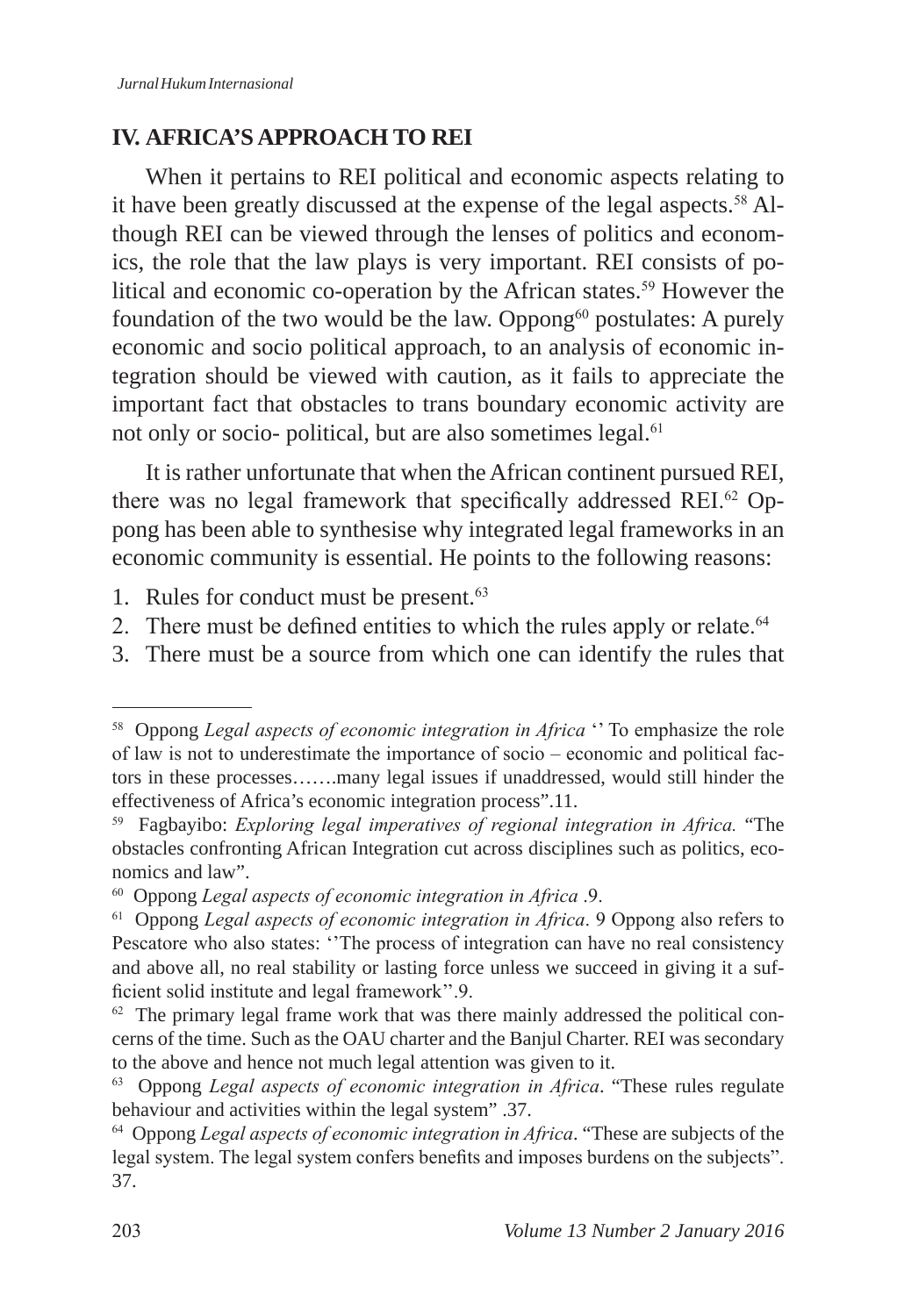## IV. AFRICA'S APPROACH TO REI

When it pertains to REI political and economic aspects relating to it have been greatly discussed at the expense of the legal aspects.[58] Although REI can be viewed through the lenses of politics and economics, the role that the law plays is very important. REI consists of political and economic co-operation by the African states.[59] However the foundation of the two would be the law. Oppong[60] postulates: A purely economic and socio political approach, to an analysis of economic integration should be viewed with caution, as it fails to appreciate the important fact that obstacles to trans boundary economic activity are not only or socio- political, but are also sometimes legal.[61]

It is rather unfortunate that when the African continent pursued REI, there was no legal framework that specifically addressed REI.[62] Oppong has been able to synthesise why integrated legal frameworks in an economic community is essential. He points to the following reasons:

1. Rules for conduct must be present.[63]
2. There must be defined entities to which the rules apply or relate.[64]
3. There must be a source from which one can identify the rules that

---

[58] Oppong *Legal aspects of economic integration in Africa* '' To emphasize the role of law is not to underestimate the importance of socio – economic and political factors in these processes…….many legal issues if unaddressed, would still hinder the effectiveness of Africa's economic integration process".11.

[59] Fagbayibo: *Exploring legal imperatives of regional integration in Africa.* "The obstacles confronting African Integration cut across disciplines such as politics, economics and law".

[60] Oppong *Legal aspects of economic integration in Africa* .9.

[61] Oppong *Legal aspects of economic integration in Africa*. 9 Oppong also refers to Pescatore who also states: ''The process of integration can have no real consistency and above all, no real stability or lasting force unless we succeed in giving it a sufficient solid institute and legal framework''.9.

[62] The primary legal frame work that was there mainly addressed the political concerns of the time. Such as the OAU charter and the Banjul Charter. REI was secondary to the above and hence not much legal attention was given to it.

[63] Oppong *Legal aspects of economic integration in Africa*. "These rules regulate behaviour and activities within the legal system" .37.

[64] Oppong *Legal aspects of economic integration in Africa*. "These are subjects of the legal system. The legal system confers benefits and imposes burdens on the subjects". 37.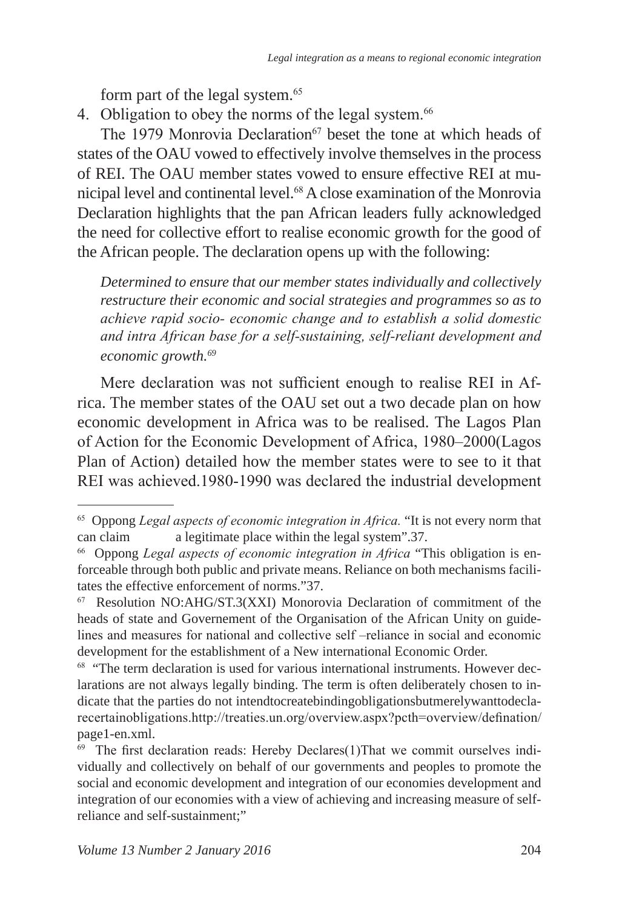form part of the legal system.[65]

4. Obligation to obey the norms of the legal system.[66]

The 1979 Monrovia Declaration[67] beset the tone at which heads of states of the OAU vowed to effectively involve themselves in the process of REI. The OAU member states vowed to ensure effective REI at municipal level and continental level.[68] A close examination of the Monrovia Declaration highlights that the pan African leaders fully acknowledged the need for collective effort to realise economic growth for the good of the African people. The declaration opens up with the following:

> *Determined to ensure that our member states individually and collectively restructure their economic and social strategies and programmes so as to achieve rapid socio- economic change and to establish a solid domestic and intra African base for a self-sustaining, self-reliant development and economic growth.*[69]

Mere declaration was not sufficient enough to realise REI in Africa. The member states of the OAU set out a two decade plan on how economic development in Africa was to be realised. The Lagos Plan of Action for the Economic Development of Africa, 1980–2000(Lagos Plan of Action) detailed how the member states were to see to it that REI was achieved.1980-1990 was declared the industrial development

---

[65] Oppong *Legal aspects of economic integration in Africa.* "It is not every norm that can claim a legitimate place within the legal system".37.

[66] Oppong *Legal aspects of economic integration in Africa* "This obligation is enforceable through both public and private means. Reliance on both mechanisms facilitates the effective enforcement of norms."37.

[67] Resolution NO:AHG/ST.3(XXI) Monorovia Declaration of commitment of the heads of state and Governement of the Organisation of the African Unity on guidelines and measures for national and collective self –reliance in social and economic development for the establishment of a New international Economic Order.

[68] "The term declaration is used for various international instruments. However declarations are not always legally binding. The term is often deliberately chosen to indicate that the parties do not intendtocreatebindingobligationsbutmerelywanttodeclarecertainobligations.http://treaties.un.org/overview.aspx?pcth=overview/defination/page1-en.xml.

[69] The first declaration reads: Hereby Declares(1)That we commit ourselves individually and collectively on behalf of our governments and peoples to promote the social and economic development and integration of our economies development and integration of our economies with a view of achieving and increasing measure of self-reliance and self-sustainment;"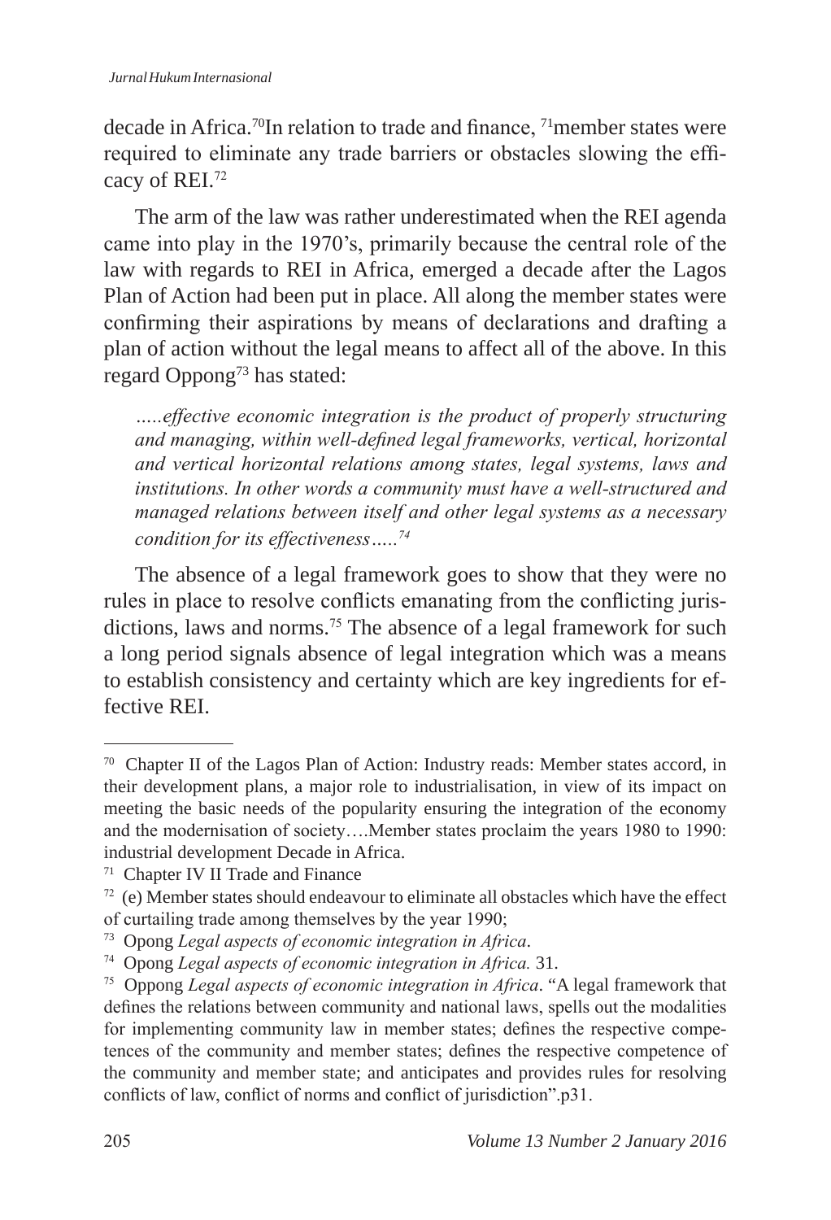decade in Africa.[70]In relation to trade and finance, [71]member states were required to eliminate any trade barriers or obstacles slowing the efficacy of REI.[72]

The arm of the law was rather underestimated when the REI agenda came into play in the 1970's, primarily because the central role of the law with regards to REI in Africa, emerged a decade after the Lagos Plan of Action had been put in place. All along the member states were confirming their aspirations by means of declarations and drafting a plan of action without the legal means to affect all of the above. In this regard Oppong[73] has stated:

> *.....effective economic integration is the product of properly structuring and managing, within well-defined legal frameworks, vertical, horizontal and vertical horizontal relations among states, legal systems, laws and institutions. In other words a community must have a well-structured and managed relations between itself and other legal systems as a necessary condition for its effectiveness.....*[74]

The absence of a legal framework goes to show that they were no rules in place to resolve conflicts emanating from the conflicting jurisdictions, laws and norms.[75] The absence of a legal framework for such a long period signals absence of legal integration which was a means to establish consistency and certainty which are key ingredients for effective REI.

---

[70] Chapter II of the Lagos Plan of Action: Industry reads: Member states accord, in their development plans, a major role to industrialisation, in view of its impact on meeting the basic needs of the popularity ensuring the integration of the economy and the modernisation of society….Member states proclaim the years 1980 to 1990: industrial development Decade in Africa.

[71] Chapter IV II Trade and Finance

[72] (e) Member states should endeavour to eliminate all obstacles which have the effect of curtailing trade among themselves by the year 1990;

[73] Opong *Legal aspects of economic integration in Africa*.

[74] Opong *Legal aspects of economic integration in Africa.* 31.

[75] Oppong *Legal aspects of economic integration in Africa*. "A legal framework that defines the relations between community and national laws, spells out the modalities for implementing community law in member states; defines the respective competences of the community and member states; defines the respective competence of the community and member state; and anticipates and provides rules for resolving conflicts of law, conflict of norms and conflict of jurisdiction".p31.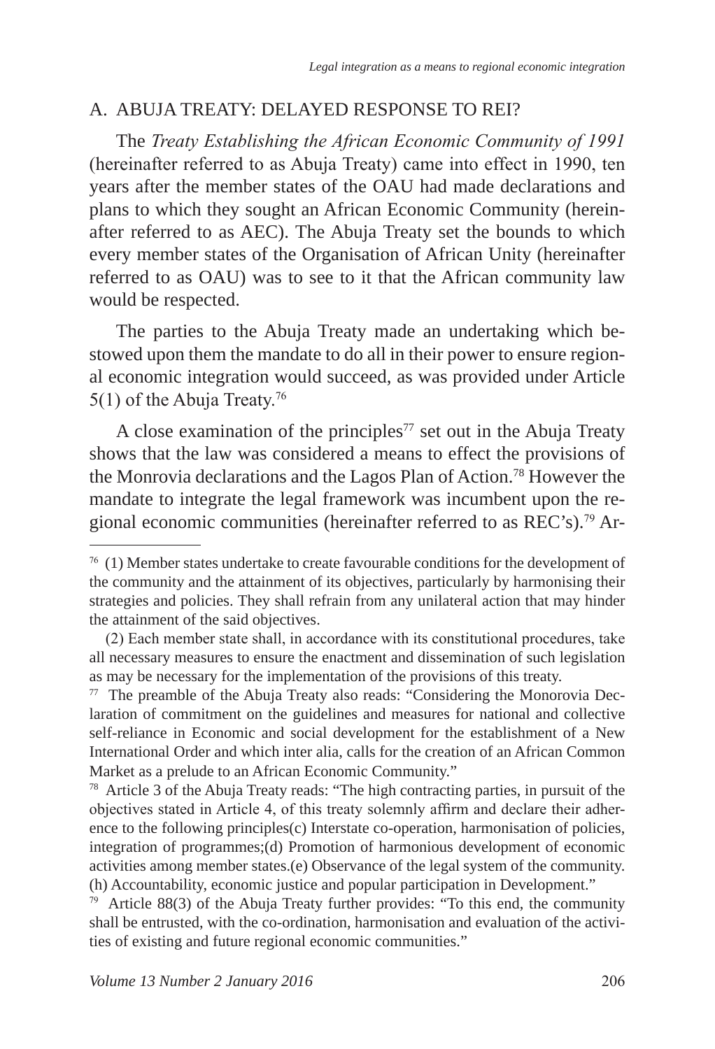## A. ABUJA TREATY: DELAYED RESPONSE TO REI?

The *Treaty Establishing the African Economic Community of 1991* (hereinafter referred to as Abuja Treaty) came into effect in 1990, ten years after the member states of the OAU had made declarations and plans to which they sought an African Economic Community (hereinafter referred to as AEC). The Abuja Treaty set the bounds to which every member states of the Organisation of African Unity (hereinafter referred to as OAU) was to see to it that the African community law would be respected.

The parties to the Abuja Treaty made an undertaking which bestowed upon them the mandate to do all in their power to ensure regional economic integration would succeed, as was provided under Article 5(1) of the Abuja Treaty.[76]

A close examination of the principles[77] set out in the Abuja Treaty shows that the law was considered a means to effect the provisions of the Monrovia declarations and the Lagos Plan of Action.[78] However the mandate to integrate the legal framework was incumbent upon the regional economic communities (hereinafter referred to as REC's).[79] Ar-

---

[76] (1) Member states undertake to create favourable conditions for the development of the community and the attainment of its objectives, particularly by harmonising their strategies and policies. They shall refrain from any unilateral action that may hinder the attainment of the said objectives.

(2) Each member state shall, in accordance with its constitutional procedures, take all necessary measures to ensure the enactment and dissemination of such legislation as may be necessary for the implementation of the provisions of this treaty.

[77] The preamble of the Abuja Treaty also reads: "Considering the Monorovia Declaration of commitment on the guidelines and measures for national and collective self-reliance in Economic and social development for the establishment of a New International Order and which inter alia, calls for the creation of an African Common Market as a prelude to an African Economic Community."

[78] Article 3 of the Abuja Treaty reads: "The high contracting parties, in pursuit of the objectives stated in Article 4, of this treaty solemnly affirm and declare their adherence to the following principles(c) Interstate co-operation, harmonisation of policies, integration of programmes;(d) Promotion of harmonious development of economic activities among member states.(e) Observance of the legal system of the community. (h) Accountability, economic justice and popular participation in Development."

[79] Article 88(3) of the Abuja Treaty further provides: "To this end, the community shall be entrusted, with the co-ordination, harmonisation and evaluation of the activities of existing and future regional economic communities."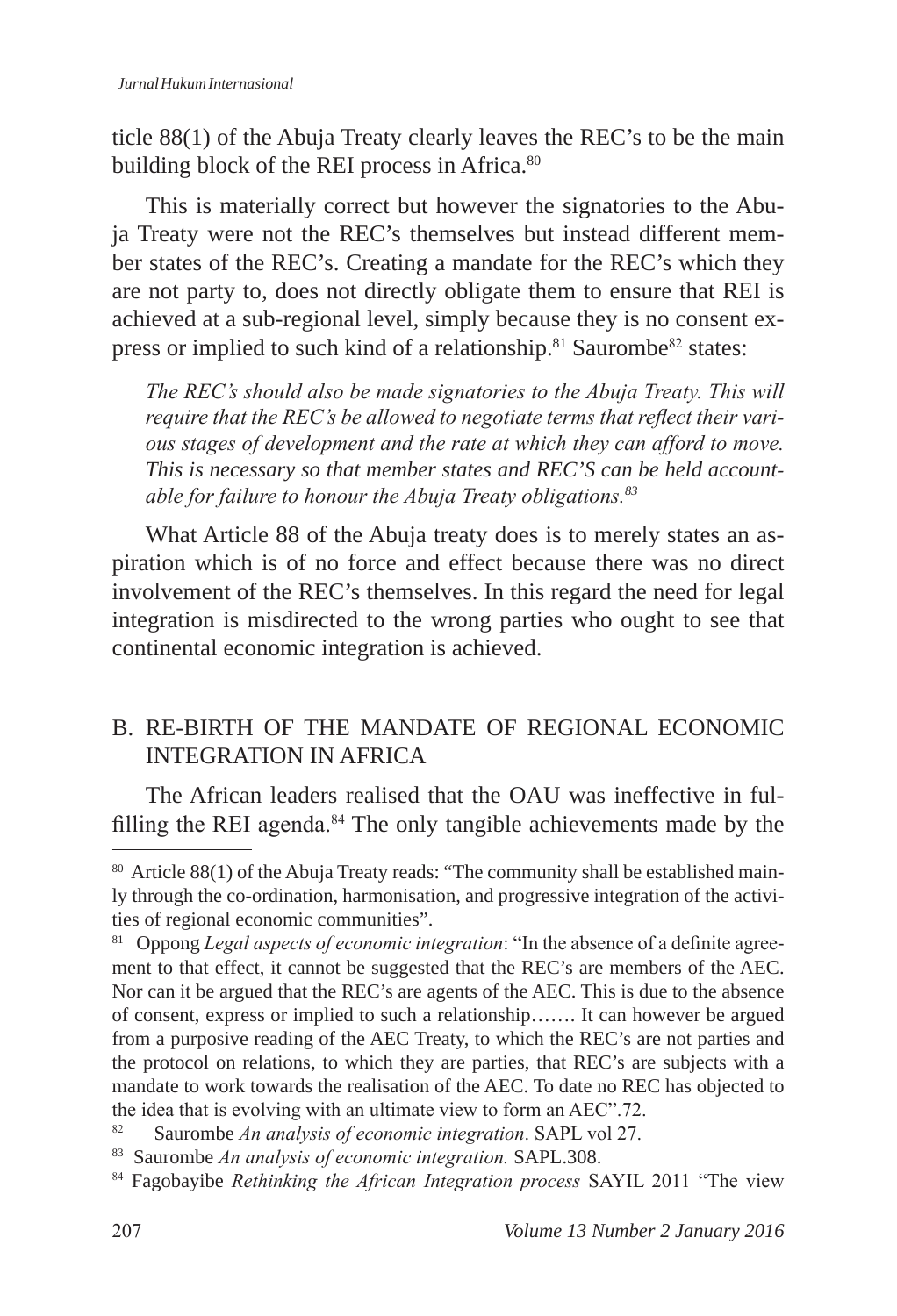ticle 88(1) of the Abuja Treaty clearly leaves the REC's to be the main building block of the REI process in Africa.[80]

This is materially correct but however the signatories to the Abuja Treaty were not the REC's themselves but instead different member states of the REC's. Creating a mandate for the REC's which they are not party to, does not directly obligate them to ensure that REI is achieved at a sub-regional level, simply because they is no consent express or implied to such kind of a relationship.[81] Saurombe[82] states:

> *The REC's should also be made signatories to the Abuja Treaty. This will require that the REC's be allowed to negotiate terms that reflect their various stages of development and the rate at which they can afford to move. This is necessary so that member states and REC'S can be held accountable for failure to honour the Abuja Treaty obligations.[83]*

What Article 88 of the Abuja treaty does is to merely states an aspiration which is of no force and effect because there was no direct involvement of the REC's themselves. In this regard the need for legal integration is misdirected to the wrong parties who ought to see that continental economic integration is achieved.

## B. RE-BIRTH OF THE MANDATE OF REGIONAL ECONOMIC INTEGRATION IN AFRICA

The African leaders realised that the OAU was ineffective in fulfilling the REI agenda.[84] The only tangible achievements made by the

---

[80] Article 88(1) of the Abuja Treaty reads: "The community shall be established mainly through the co-ordination, harmonisation, and progressive integration of the activities of regional economic communities".

[81] Oppong *Legal aspects of economic integration*: "In the absence of a definite agreement to that effect, it cannot be suggested that the REC's are members of the AEC. Nor can it be argued that the REC's are agents of the AEC. This is due to the absence of consent, express or implied to such a relationship……. It can however be argued from a purposive reading of the AEC Treaty, to which the REC's are not parties and the protocol on relations, to which they are parties, that REC's are subjects with a mandate to work towards the realisation of the AEC. To date no REC has objected to the idea that is evolving with an ultimate view to form an AEC".72.

[82] Saurombe *An analysis of economic integration*. SAPL vol 27.

[83] Saurombe *An analysis of economic integration.* SAPL.308.

[84] Fagobayibe *Rethinking the African Integration process* SAYIL 2011 "The view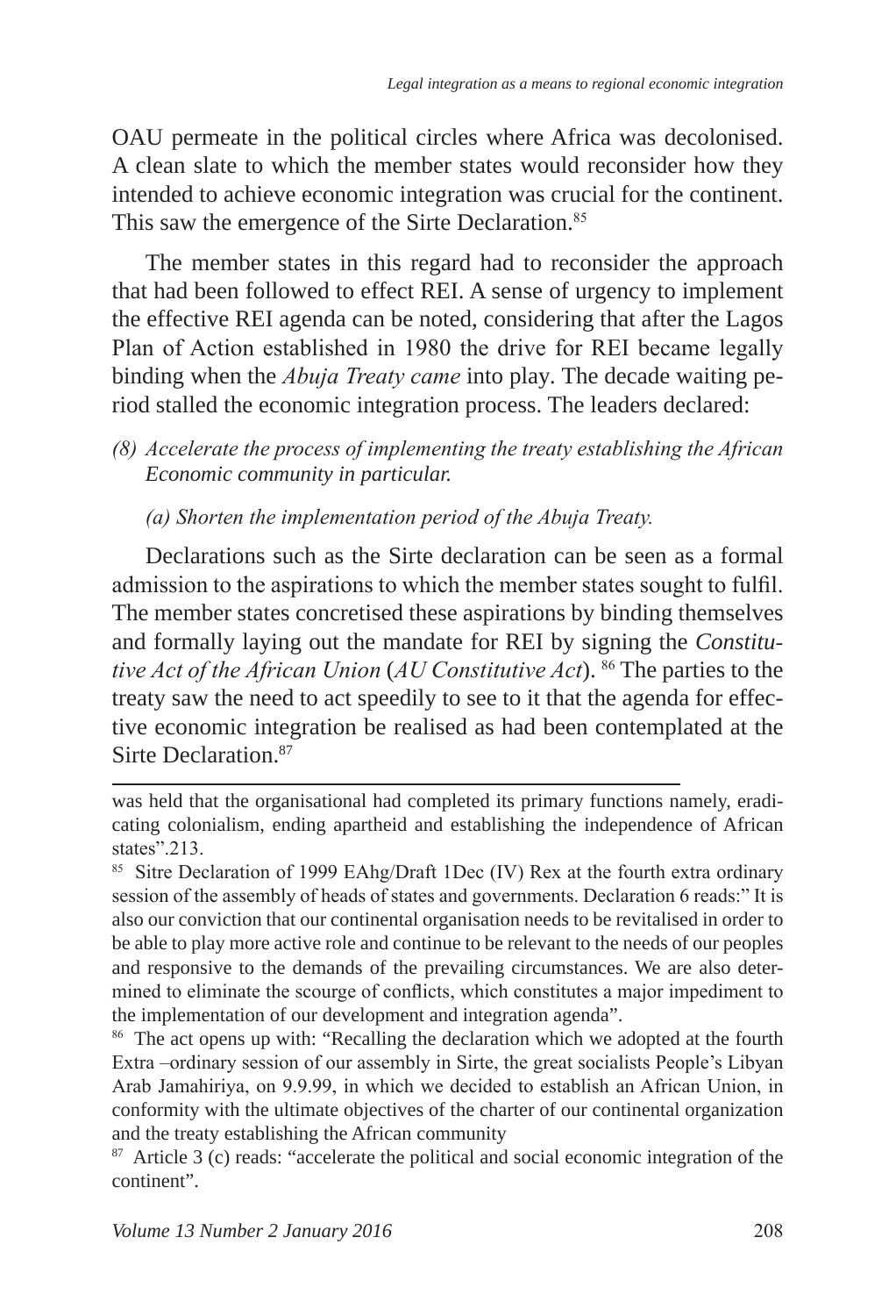OAU permeate in the political circles where Africa was decolonised. A clean slate to which the member states would reconsider how they intended to achieve economic integration was crucial for the continent. This saw the emergence of the Sirte Declaration.[85]

The member states in this regard had to reconsider the approach that had been followed to effect REI. A sense of urgency to implement the effective REI agenda can be noted, considering that after the Lagos Plan of Action established in 1980 the drive for REI became legally binding when the *Abuja Treaty came* into play. The decade waiting period stalled the economic integration process. The leaders declared:

*(8) Accelerate the process of implementing the treaty establishing the African Economic community in particular.*

*(a) Shorten the implementation period of the Abuja Treaty.*

Declarations such as the Sirte declaration can be seen as a formal admission to the aspirations to which the member states sought to fulfil. The member states concretised these aspirations by binding themselves and formally laying out the mandate for REI by signing the *Constitutive Act of the African Union* (*AU Constitutive Act*).[86] The parties to the treaty saw the need to act speedily to see to it that the agenda for effective economic integration be realised as had been contemplated at the Sirte Declaration.[87]

---

was held that the organisational had completed its primary functions namely, eradicating colonialism, ending apartheid and establishing the independence of African states".213.

[85] Sitre Declaration of 1999 EAhg/Draft 1Dec (IV) Rex at the fourth extra ordinary session of the assembly of heads of states and governments. Declaration 6 reads:" It is also our conviction that our continental organisation needs to be revitalised in order to be able to play more active role and continue to be relevant to the needs of our peoples and responsive to the demands of the prevailing circumstances. We are also determined to eliminate the scourge of conflicts, which constitutes a major impediment to the implementation of our development and integration agenda".

[86] The act opens up with: "Recalling the declaration which we adopted at the fourth Extra –ordinary session of our assembly in Sirte, the great socialists People's Libyan Arab Jamahiriya, on 9.9.99, in which we decided to establish an African Union, in conformity with the ultimate objectives of the charter of our continental organization and the treaty establishing the African community

[87] Article 3 (c) reads: "accelerate the political and social economic integration of the continent".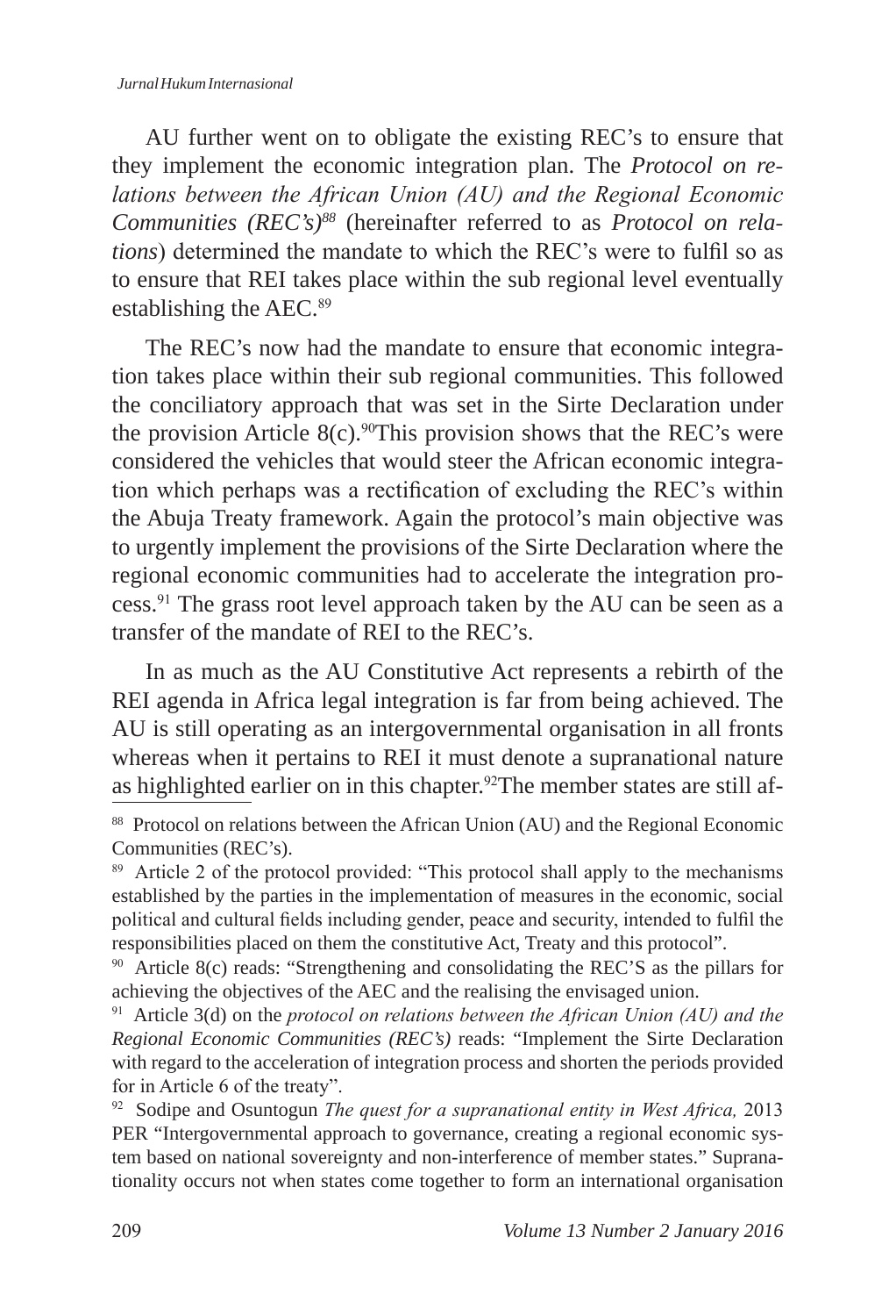AU further went on to obligate the existing REC's to ensure that they implement the economic integration plan. The *Protocol on relations between the African Union (AU) and the Regional Economic Communities (REC's)*[88] (hereinafter referred to as *Protocol on relations*) determined the mandate to which the REC's were to fulfil so as to ensure that REI takes place within the sub regional level eventually establishing the AEC.[89]

The REC's now had the mandate to ensure that economic integration takes place within their sub regional communities. This followed the conciliatory approach that was set in the Sirte Declaration under the provision Article 8(c).[90]This provision shows that the REC's were considered the vehicles that would steer the African economic integration which perhaps was a rectification of excluding the REC's within the Abuja Treaty framework. Again the protocol's main objective was to urgently implement the provisions of the Sirte Declaration where the regional economic communities had to accelerate the integration process.[91] The grass root level approach taken by the AU can be seen as a transfer of the mandate of REI to the REC's.

In as much as the AU Constitutive Act represents a rebirth of the REI agenda in Africa legal integration is far from being achieved. The AU is still operating as an intergovernmental organisation in all fronts whereas when it pertains to REI it must denote a supranational nature as highlighted earlier on in this chapter.[92]The member states are still af-

---

[88] Protocol on relations between the African Union (AU) and the Regional Economic Communities (REC's).

[89] Article 2 of the protocol provided: "This protocol shall apply to the mechanisms established by the parties in the implementation of measures in the economic, social political and cultural fields including gender, peace and security, intended to fulfil the responsibilities placed on them the constitutive Act, Treaty and this protocol".

[90] Article 8(c) reads: "Strengthening and consolidating the REC'S as the pillars for achieving the objectives of the AEC and the realising the envisaged union.

[91] Article 3(d) on the *protocol on relations between the African Union (AU) and the Regional Economic Communities (REC's)* reads: "Implement the Sirte Declaration with regard to the acceleration of integration process and shorten the periods provided for in Article 6 of the treaty".

[92] Sodipe and Osuntogun *The quest for a supranational entity in West Africa,* 2013 PER "Intergovernmental approach to governance, creating a regional economic system based on national sovereignty and non-interference of member states." Supranationality occurs not when states come together to form an international organisation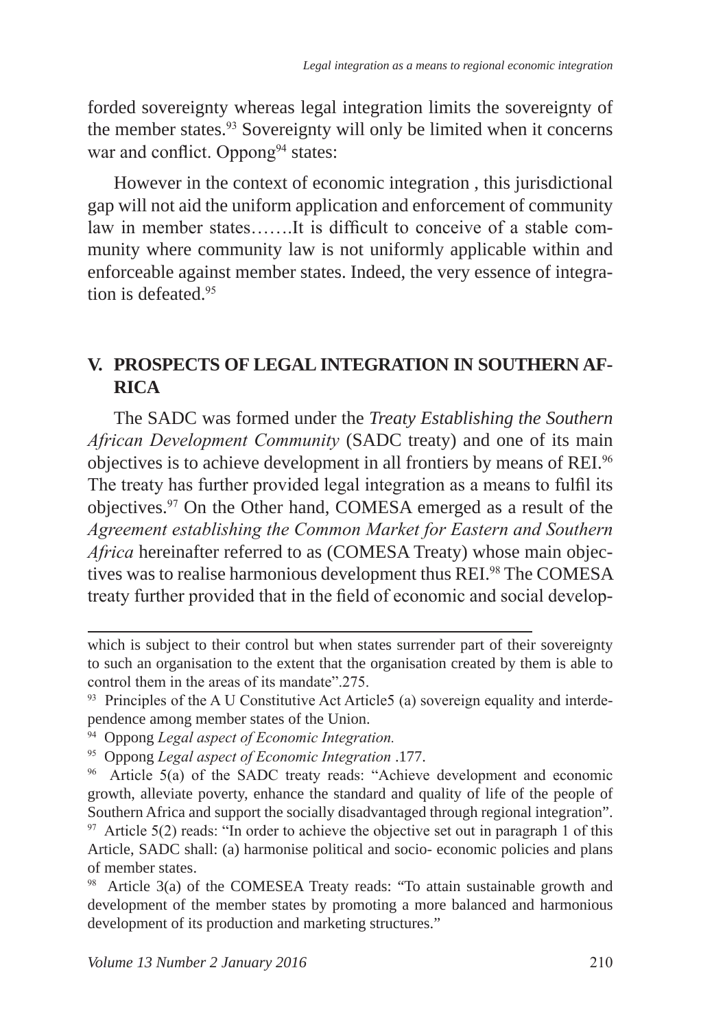forded sovereignty whereas legal integration limits the sovereignty of the member states.[93] Sovereignty will only be limited when it concerns war and conflict. Oppong[94] states:

> However in the context of economic integration , this jurisdictional gap will not aid the uniform application and enforcement of community law in member states…….It is difficult to conceive of a stable community where community law is not uniformly applicable within and enforceable against member states. Indeed, the very essence of integration is defeated.[95]

## V. PROSPECTS OF LEGAL INTEGRATION IN SOUTHERN AFRICA

The SADC was formed under the *Treaty Establishing the Southern African Development Community* (SADC treaty) and one of its main objectives is to achieve development in all frontiers by means of REI.[96] The treaty has further provided legal integration as a means to fulfil its objectives.[97] On the Other hand, COMESA emerged as a result of the *Agreement establishing the Common Market for Eastern and Southern Africa* hereinafter referred to as (COMESA Treaty) whose main objectives was to realise harmonious development thus REI.[98] The COMESA treaty further provided that in the field of economic and social develop-

---

which is subject to their control but when states surrender part of their sovereignty to such an organisation to the extent that the organisation created by them is able to control them in the areas of its mandate".275.

[93] Principles of the A U Constitutive Act Article5 (a) sovereign equality and interdependence among member states of the Union.

[94] Oppong *Legal aspect of Economic Integration.*

[95] Oppong *Legal aspect of Economic Integration* .177.

[96] Article 5(a) of the SADC treaty reads: "Achieve development and economic growth, alleviate poverty, enhance the standard and quality of life of the people of Southern Africa and support the socially disadvantaged through regional integration".

[97] Article 5(2) reads: "In order to achieve the objective set out in paragraph 1 of this Article, SADC shall: (a) harmonise political and socio- economic policies and plans of member states.

[98] Article 3(a) of the COMESEA Treaty reads: "To attain sustainable growth and development of the member states by promoting a more balanced and harmonious development of its production and marketing structures."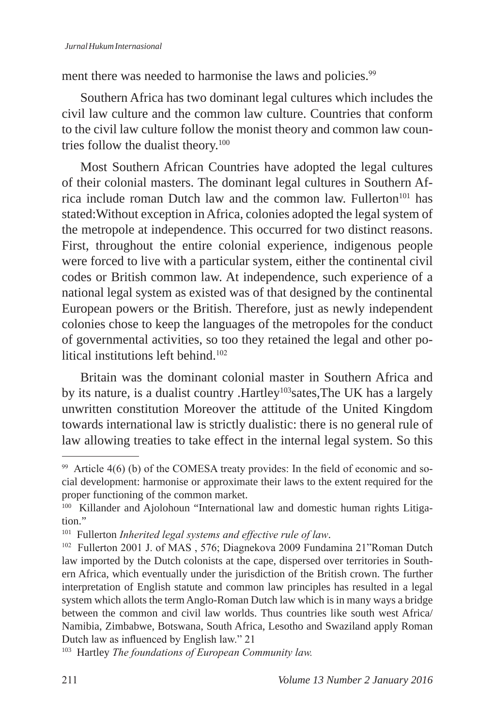ment there was needed to harmonise the laws and policies.[99]

Southern Africa has two dominant legal cultures which includes the civil law culture and the common law culture. Countries that conform to the civil law culture follow the monist theory and common law countries follow the dualist theory.[100]

Most Southern African Countries have adopted the legal cultures of their colonial masters. The dominant legal cultures in Southern Africa include roman Dutch law and the common law. Fullerton[101] has stated:Without exception in Africa, colonies adopted the legal system of the metropole at independence. This occurred for two distinct reasons. First, throughout the entire colonial experience, indigenous people were forced to live with a particular system, either the continental civil codes or British common law. At independence, such experience of a national legal system as existed was of that designed by the continental European powers or the British. Therefore, just as newly independent colonies chose to keep the languages of the metropoles for the conduct of governmental activities, so too they retained the legal and other political institutions left behind.[102]

Britain was the dominant colonial master in Southern Africa and by its nature, is a dualist country .Hartley[103]sates,The UK has a largely unwritten constitution Moreover the attitude of the United Kingdom towards international law is strictly dualistic: there is no general rule of law allowing treaties to take effect in the internal legal system. So this

---

[99] Article 4(6) (b) of the COMESA treaty provides: In the field of economic and social development: harmonise or approximate their laws to the extent required for the proper functioning of the common market.

[100] Killander and Ajolohoun "International law and domestic human rights Litigation."

[101] Fullerton *Inherited legal systems and effective rule of law*.

[102] Fullerton 2001 J. of MAS , 576; Diagnekova 2009 Fundamina 21"Roman Dutch law imported by the Dutch colonists at the cape, dispersed over territories in Southern Africa, which eventually under the jurisdiction of the British crown. The further interpretation of English statute and common law principles has resulted in a legal system which allots the term Anglo-Roman Dutch law which is in many ways a bridge between the common and civil law worlds. Thus countries like south west Africa/ Namibia, Zimbabwe, Botswana, South Africa, Lesotho and Swaziland apply Roman Dutch law as influenced by English law." 21

[103] Hartley *The foundations of European Community law.*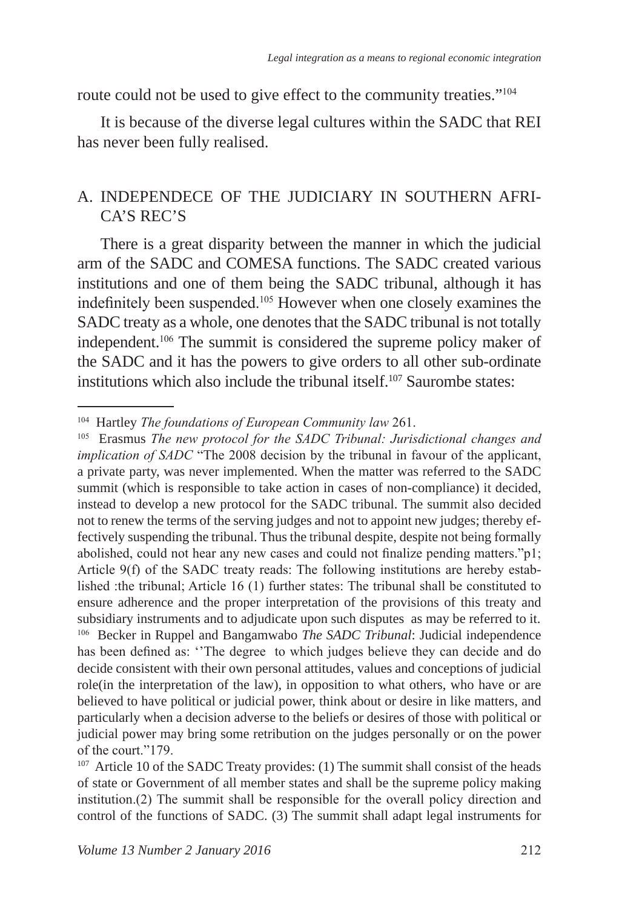route could not be used to give effect to the community treaties."[104]

It is because of the diverse legal cultures within the SADC that REI has never been fully realised.

## A. INDEPENDECE OF THE JUDICIARY IN SOUTHERN AFRICA'S REC'S

There is a great disparity between the manner in which the judicial arm of the SADC and COMESA functions. The SADC created various institutions and one of them being the SADC tribunal, although it has indefinitely been suspended.[105] However when one closely examines the SADC treaty as a whole, one denotes that the SADC tribunal is not totally independent.[106] The summit is considered the supreme policy maker of the SADC and it has the powers to give orders to all other sub-ordinate institutions which also include the tribunal itself.[107] Saurombe states:

---

[104] Hartley *The foundations of European Community law* 261.

[105] Erasmus *The new protocol for the SADC Tribunal: Jurisdictional changes and implication of SADC* "The 2008 decision by the tribunal in favour of the applicant, a private party, was never implemented. When the matter was referred to the SADC summit (which is responsible to take action in cases of non-compliance) it decided, instead to develop a new protocol for the SADC tribunal. The summit also decided not to renew the terms of the serving judges and not to appoint new judges; thereby effectively suspending the tribunal. Thus the tribunal despite, despite not being formally abolished, could not hear any new cases and could not finalize pending matters."p1; Article 9(f) of the SADC treaty reads: The following institutions are hereby established :the tribunal; Article 16 (1) further states: The tribunal shall be constituted to ensure adherence and the proper interpretation of the provisions of this treaty and subsidiary instruments and to adjudicate upon such disputes as may be referred to it.

[106] Becker in Ruppel and Bangamwabo *The SADC Tribunal*: Judicial independence has been defined as: ''The degree to which judges believe they can decide and do decide consistent with their own personal attitudes, values and conceptions of judicial role(in the interpretation of the law), in opposition to what others, who have or are believed to have political or judicial power, think about or desire in like matters, and particularly when a decision adverse to the beliefs or desires of those with political or judicial power may bring some retribution on the judges personally or on the power of the court."179.

[107] Article 10 of the SADC Treaty provides: (1) The summit shall consist of the heads of state or Government of all member states and shall be the supreme policy making institution.(2) The summit shall be responsible for the overall policy direction and control of the functions of SADC. (3) The summit shall adapt legal instruments for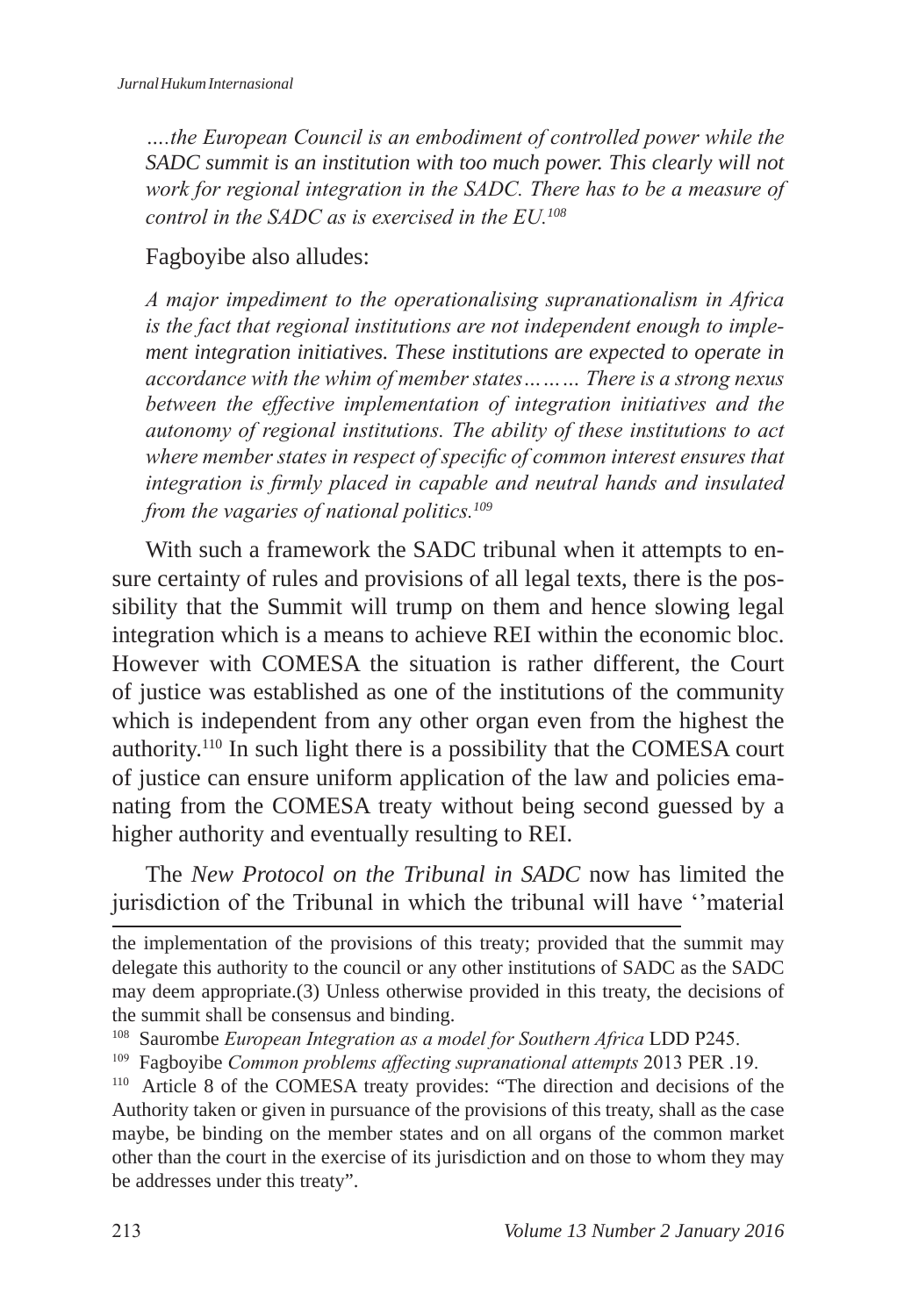*….the European Council is an embodiment of controlled power while the SADC summit is an institution with too much power. This clearly will not work for regional integration in the SADC. There has to be a measure of control in the SADC as is exercised in the EU.*[108]

Fagboyibe also alludes:

*A major impediment to the operationalising supranationalism in Africa is the fact that regional institutions are not independent enough to implement integration initiatives. These institutions are expected to operate in accordance with the whim of member states……… There is a strong nexus between the effective implementation of integration initiatives and the autonomy of regional institutions. The ability of these institutions to act where member states in respect of specific of common interest ensures that integration is firmly placed in capable and neutral hands and insulated from the vagaries of national politics.*[109]

With such a framework the SADC tribunal when it attempts to ensure certainty of rules and provisions of all legal texts, there is the possibility that the Summit will trump on them and hence slowing legal integration which is a means to achieve REI within the economic bloc. However with COMESA the situation is rather different, the Court of justice was established as one of the institutions of the community which is independent from any other organ even from the highest the authority.[110] In such light there is a possibility that the COMESA court of justice can ensure uniform application of the law and policies emanating from the COMESA treaty without being second guessed by a higher authority and eventually resulting to REI.

The *New Protocol on the Tribunal in SADC* now has limited the jurisdiction of the Tribunal in which the tribunal will have ''material

---

the implementation of the provisions of this treaty; provided that the summit may delegate this authority to the council or any other institutions of SADC as the SADC may deem appropriate.(3) Unless otherwise provided in this treaty, the decisions of the summit shall be consensus and binding.

[108] Saurombe *European Integration as a model for Southern Africa* LDD P245.

[109] Fagboyibe *Common problems affecting supranational attempts* 2013 PER .19.

[110] Article 8 of the COMESA treaty provides: "The direction and decisions of the Authority taken or given in pursuance of the provisions of this treaty, shall as the case maybe, be binding on the member states and on all organs of the common market other than the court in the exercise of its jurisdiction and on those to whom they may be addresses under this treaty".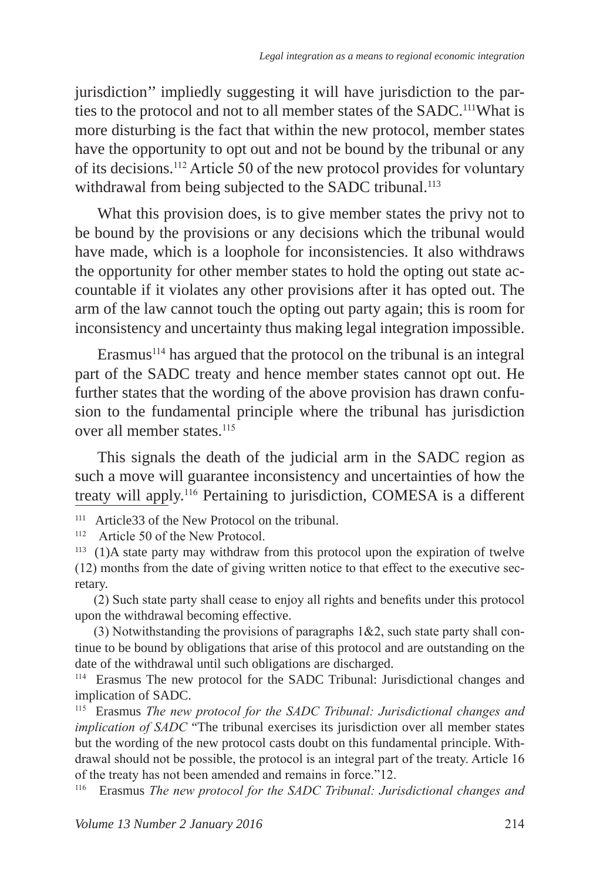jurisdiction'' impliedly suggesting it will have jurisdiction to the parties to the protocol and not to all member states of the SADC.[111]What is more disturbing is the fact that within the new protocol, member states have the opportunity to opt out and not be bound by the tribunal or any of its decisions.[112] Article 50 of the new protocol provides for voluntary withdrawal from being subjected to the SADC tribunal.[113]

What this provision does, is to give member states the privy not to be bound by the provisions or any decisions which the tribunal would have made, which is a loophole for inconsistencies. It also withdraws the opportunity for other member states to hold the opting out state accountable if it violates any other provisions after it has opted out. The arm of the law cannot touch the opting out party again; this is room for inconsistency and uncertainty thus making legal integration impossible.

Erasmus[114] has argued that the protocol on the tribunal is an integral part of the SADC treaty and hence member states cannot opt out. He further states that the wording of the above provision has drawn confusion to the fundamental principle where the tribunal has jurisdiction over all member states.[115]

This signals the death of the judicial arm in the SADC region as such a move will guarantee inconsistency and uncertainties of how the treaty will apply.[116] Pertaining to jurisdiction, COMESA is a different

---

[111] Article33 of the New Protocol on the tribunal.

[112] Article 50 of the New Protocol.

[113] (1)A state party may withdraw from this protocol upon the expiration of twelve (12) months from the date of giving written notice to that effect to the executive secretary.

(2) Such state party shall cease to enjoy all rights and benefits under this protocol upon the withdrawal becoming effective.

(3) Notwithstanding the provisions of paragraphs 1&2, such state party shall continue to be bound by obligations that arise of this protocol and are outstanding on the date of the withdrawal until such obligations are discharged.

[114] Erasmus The new protocol for the SADC Tribunal: Jurisdictional changes and implication of SADC.

[115] Erasmus *The new protocol for the SADC Tribunal: Jurisdictional changes and implication of SADC* "The tribunal exercises its jurisdiction over all member states but the wording of the new protocol casts doubt on this fundamental principle. Withdrawal should not be possible, the protocol is an integral part of the treaty. Article 16 of the treaty has not been amended and remains in force."12.

[116] Erasmus *The new protocol for the SADC Tribunal: Jurisdictional changes and*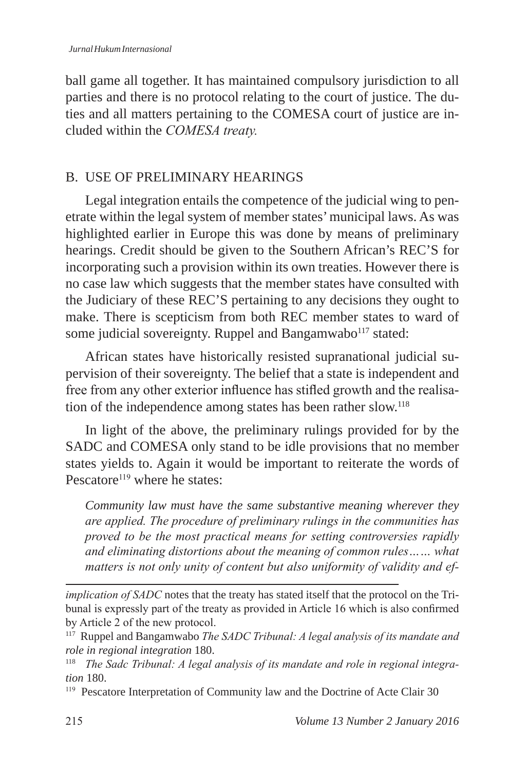ball game all together. It has maintained compulsory jurisdiction to all parties and there is no protocol relating to the court of justice. The duties and all matters pertaining to the COMESA court of justice are included within the *COMESA treaty.*

## B. USE OF PRELIMINARY HEARINGS

Legal integration entails the competence of the judicial wing to penetrate within the legal system of member states' municipal laws. As was highlighted earlier in Europe this was done by means of preliminary hearings. Credit should be given to the Southern African's REC'S for incorporating such a provision within its own treaties. However there is no case law which suggests that the member states have consulted with the Judiciary of these REC'S pertaining to any decisions they ought to make. There is scepticism from both REC member states to ward of some judicial sovereignty. Ruppel and Bangamwabo[117] stated:

African states have historically resisted supranational judicial supervision of their sovereignty. The belief that a state is independent and free from any other exterior influence has stifled growth and the realisation of the independence among states has been rather slow.[118]

In light of the above, the preliminary rulings provided for by the SADC and COMESA only stand to be idle provisions that no member states yields to. Again it would be important to reiterate the words of Pescatore[119] where he states:

> *Community law must have the same substantive meaning wherever they are applied. The procedure of preliminary rulings in the communities has proved to be the most practical means for setting controversies rapidly and eliminating distortions about the meaning of common rules…… what matters is not only unity of content but also uniformity of validity and ef-*

---

*implication of SADC* notes that the treaty has stated itself that the protocol on the Tribunal is expressly part of the treaty as provided in Article 16 which is also confirmed by Article 2 of the new protocol.

[117] Ruppel and Bangamwabo *The SADC Tribunal: A legal analysis of its mandate and role in regional integration* 180.

[118] *The Sadc Tribunal: A legal analysis of its mandate and role in regional integration* 180.

[119] Pescatore Interpretation of Community law and the Doctrine of Acte Clair 30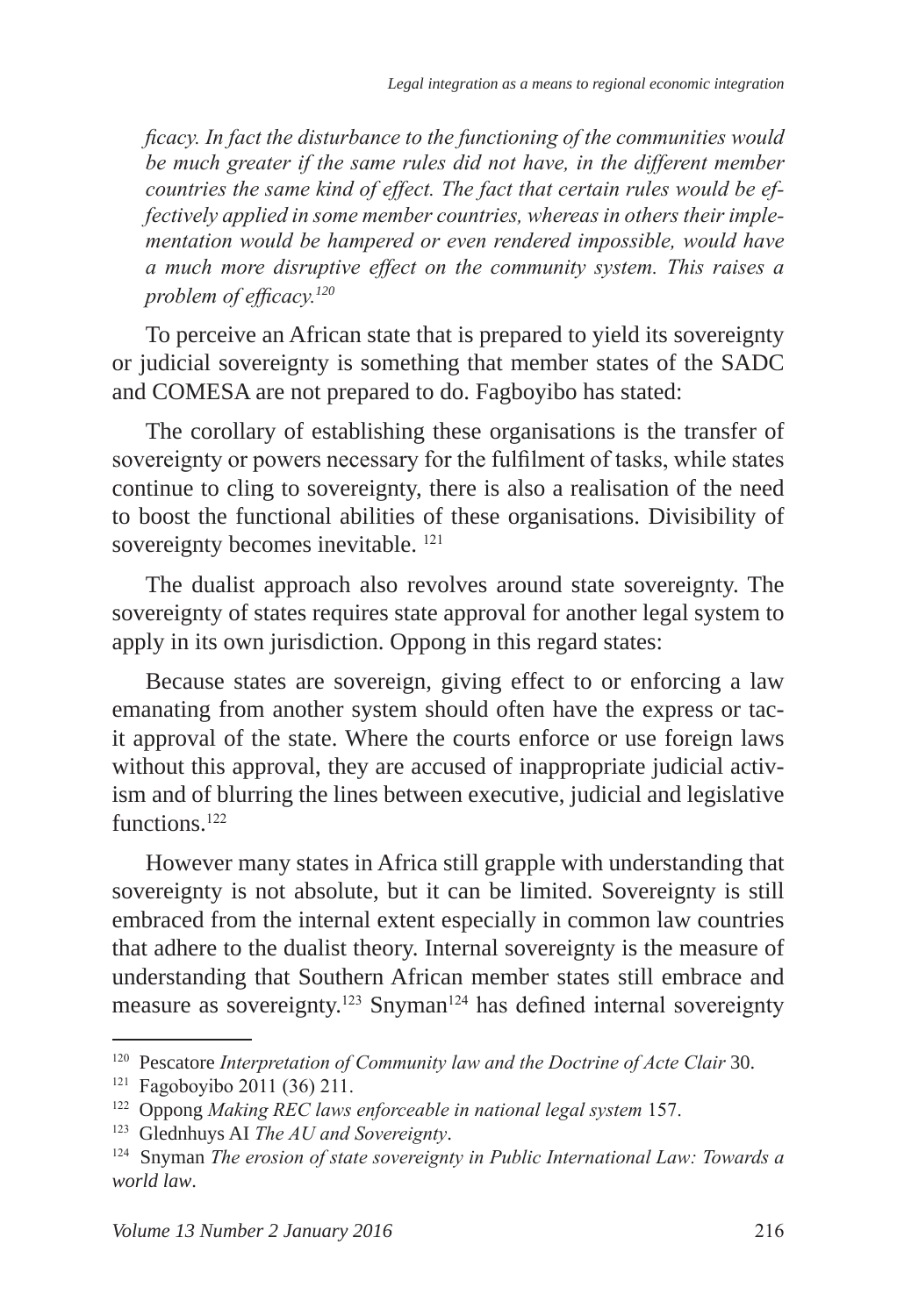*ficacy. In fact the disturbance to the functioning of the communities would be much greater if the same rules did not have, in the different member countries the same kind of effect. The fact that certain rules would be effectively applied in some member countries, whereas in others their implementation would be hampered or even rendered impossible, would have a much more disruptive effect on the community system. This raises a problem of efficacy.*[120]

To perceive an African state that is prepared to yield its sovereignty or judicial sovereignty is something that member states of the SADC and COMESA are not prepared to do. Fagboyibo has stated:

The corollary of establishing these organisations is the transfer of sovereignty or powers necessary for the fulfilment of tasks, while states continue to cling to sovereignty, there is also a realisation of the need to boost the functional abilities of these organisations. Divisibility of sovereignty becomes inevitable. [121]

The dualist approach also revolves around state sovereignty. The sovereignty of states requires state approval for another legal system to apply in its own jurisdiction. Oppong in this regard states:

Because states are sovereign, giving effect to or enforcing a law emanating from another system should often have the express or tacit approval of the state. Where the courts enforce or use foreign laws without this approval, they are accused of inappropriate judicial activism and of blurring the lines between executive, judicial and legislative functions.[122]

However many states in Africa still grapple with understanding that sovereignty is not absolute, but it can be limited. Sovereignty is still embraced from the internal extent especially in common law countries that adhere to the dualist theory. Internal sovereignty is the measure of understanding that Southern African member states still embrace and measure as sovereignty.[123] Snyman[124] has defined internal sovereignty

---

[120] Pescatore *Interpretation of Community law and the Doctrine of Acte Clair* 30.

[121] Fagoboyibo 2011 (36) 211.

[122] Oppong *Making REC laws enforceable in national legal system* 157.

[123] Glednhuys AI *The AU and Sovereignty*.

[124] Snyman *The erosion of state sovereignty in Public International Law: Towards a world law*.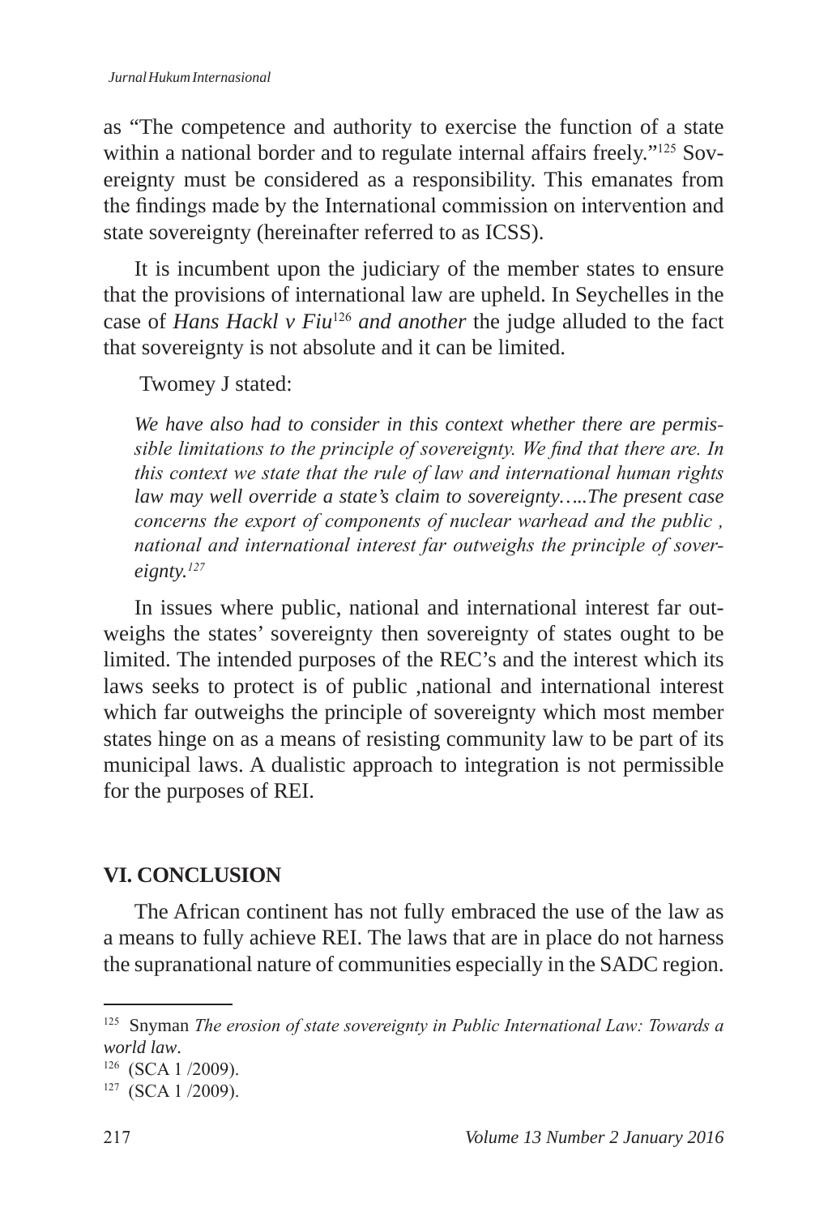as "The competence and authority to exercise the function of a state within a national border and to regulate internal affairs freely."[125] Sovereignty must be considered as a responsibility. This emanates from the findings made by the International commission on intervention and state sovereignty (hereinafter referred to as ICSS).

It is incumbent upon the judiciary of the member states to ensure that the provisions of international law are upheld. In Seychelles in the case of *Hans Hackl v Fiu*[126] *and another* the judge alluded to the fact that sovereignty is not absolute and it can be limited.

Twomey J stated:

> *We have also had to consider in this context whether there are permissible limitations to the principle of sovereignty. We find that there are. In this context we state that the rule of law and international human rights law may well override a state's claim to sovereignty…..The present case concerns the export of components of nuclear warhead and the public , national and international interest far outweighs the principle of sovereignty.*[127]

In issues where public, national and international interest far outweighs the states' sovereignty then sovereignty of states ought to be limited. The intended purposes of the REC's and the interest which its laws seeks to protect is of public ,national and international interest which far outweighs the principle of sovereignty which most member states hinge on as a means of resisting community law to be part of its municipal laws. A dualistic approach to integration is not permissible for the purposes of REI.

## VI. CONCLUSION

The African continent has not fully embraced the use of the law as a means to fully achieve REI. The laws that are in place do not harness the supranational nature of communities especially in the SADC region.

---

[125] Snyman *The erosion of state sovereignty in Public International Law: Towards a world law*.

[126] (SCA 1 /2009).

[127] (SCA 1 /2009).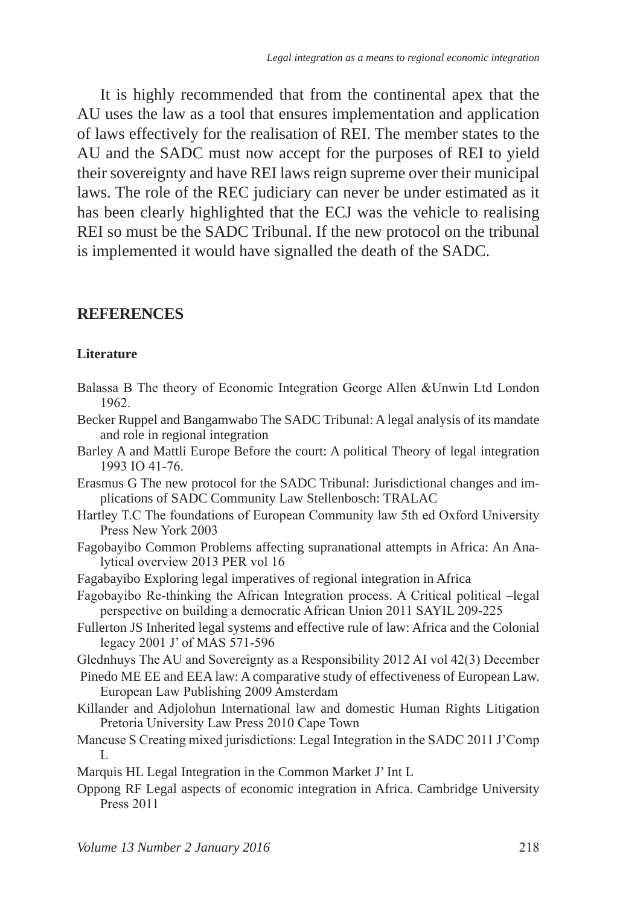It is highly recommended that from the continental apex that the AU uses the law as a tool that ensures implementation and application of laws effectively for the realisation of REI. The member states to the AU and the SADC must now accept for the purposes of REI to yield their sovereignty and have REI laws reign supreme over their municipal laws. The role of the REC judiciary can never be under estimated as it has been clearly highlighted that the ECJ was the vehicle to realising REI so must be the SADC Tribunal. If the new protocol on the tribunal is implemented it would have signalled the death of the SADC.

## REFERENCES

### Literature

Balassa B The theory of Economic Integration George Allen &Unwin Ltd London 1962.

Becker Ruppel and Bangamwabo The SADC Tribunal: A legal analysis of its mandate and role in regional integration

Barley A and Mattli Europe Before the court: A political Theory of legal integration 1993 IO 41-76.

Erasmus G The new protocol for the SADC Tribunal: Jurisdictional changes and implications of SADC Community Law Stellenbosch: TRALAC

Hartley T.C The foundations of European Community law 5th ed Oxford University Press New York 2003

Fagobayibo Common Problems affecting supranational attempts in Africa: An Analytical overview 2013 PER vol 16

Fagabayibo Exploring legal imperatives of regional integration in Africa

Fagobayibo Re-thinking the African Integration process. A Critical political –legal perspective on building a democratic African Union 2011 SAYIL 209-225

Fullerton JS Inherited legal systems and effective rule of law: Africa and the Colonial legacy 2001 J' of MAS 571-596

Glednhuys The AU and Sovereignty as a Responsibility 2012 AI vol 42(3) December

Pinedo ME EE and EEA law: A comparative study of effectiveness of European Law. European Law Publishing 2009 Amsterdam

Killander and Adjolohun International law and domestic Human Rights Litigation Pretoria University Law Press 2010 Cape Town

Mancuse S Creating mixed jurisdictions: Legal Integration in the SADC 2011 J'Comp L

Marquis HL Legal Integration in the Common Market J' Int L

Oppong RF Legal aspects of economic integration in Africa. Cambridge University Press 2011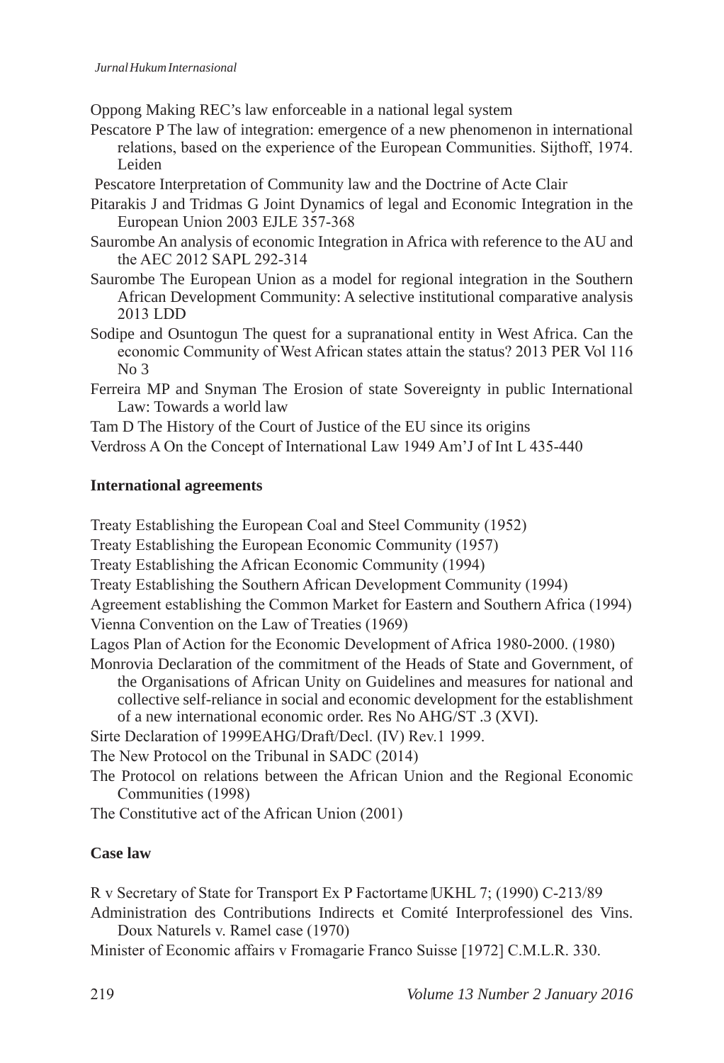Oppong Making REC's law enforceable in a national legal system

Pescatore P The law of integration: emergence of a new phenomenon in international relations, based on the experience of the European Communities. Sijthoff, 1974. Leiden

Pescatore Interpretation of Community law and the Doctrine of Acte Clair

Pitarakis J and Tridmas G Joint Dynamics of legal and Economic Integration in the European Union 2003 EJLE 357-368

Saurombe An analysis of economic Integration in Africa with reference to the AU and the AEC 2012 SAPL 292-314

Saurombe The European Union as a model for regional integration in the Southern African Development Community: A selective institutional comparative analysis 2013 LDD

Sodipe and Osuntogun The quest for a supranational entity in West Africa. Can the economic Community of West African states attain the status? 2013 PER Vol 116 No 3

Ferreira MP and Snyman The Erosion of state Sovereignty in public International Law: Towards a world law

Tam D The History of the Court of Justice of the EU since its origins

Verdross A On the Concept of International Law 1949 Am'J of Int L 435-440

**International agreements**

Treaty Establishing the European Coal and Steel Community (1952)

Treaty Establishing the European Economic Community (1957)

Treaty Establishing the African Economic Community (1994)

Treaty Establishing the Southern African Development Community (1994)

Agreement establishing the Common Market for Eastern and Southern Africa (1994)

Vienna Convention on the Law of Treaties (1969)

Lagos Plan of Action for the Economic Development of Africa 1980-2000. (1980)

Monrovia Declaration of the commitment of the Heads of State and Government, of the Organisations of African Unity on Guidelines and measures for national and collective self-reliance in social and economic development for the establishment of a new international economic order. Res No AHG/ST .3 (XVI).

Sirte Declaration of 1999EAHG/Draft/Decl. (IV) Rev.1 1999.

The New Protocol on the Tribunal in SADC (2014)

The Protocol on relations between the African Union and the Regional Economic Communities (1998)

The Constitutive act of the African Union (2001)

**Case law**

R v Secretary of State for Transport Ex P Factortame [UKHL 7; (1990) C-213/89

Administration des Contributions Indirects et Comité Interprofessionel des Vins. Doux Naturels v. Ramel case (1970)

Minister of Economic affairs v Fromagarie Franco Suisse [1972] C.M.L.R. 330.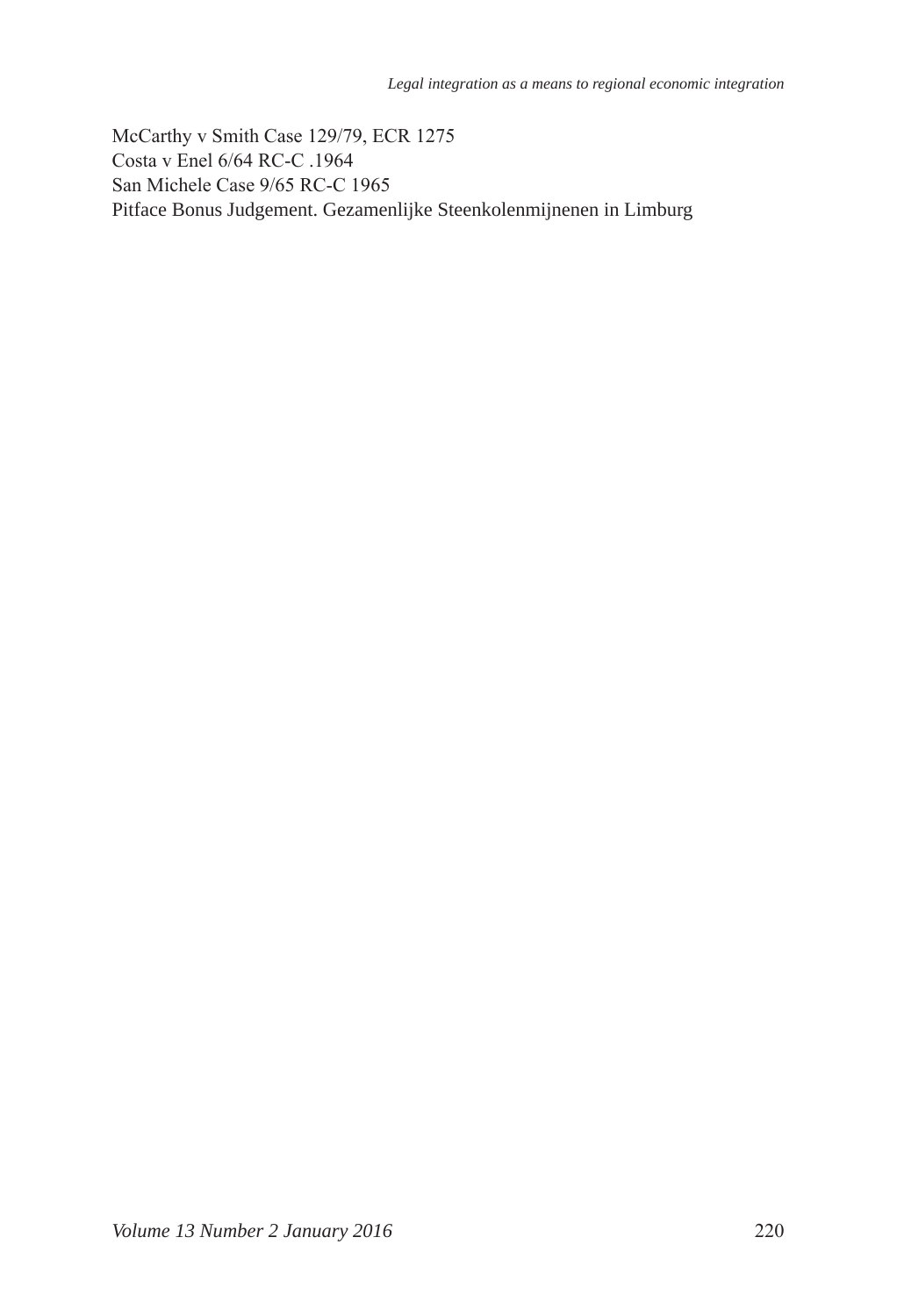McCarthy v Smith Case 129/79, ECR 1275
Costa v Enel 6/64 RC-C .1964
San Michele Case 9/65 RC-C 1965
Pitface Bonus Judgement. Gezamenlijke Steenkolenmijnenen in Limburg